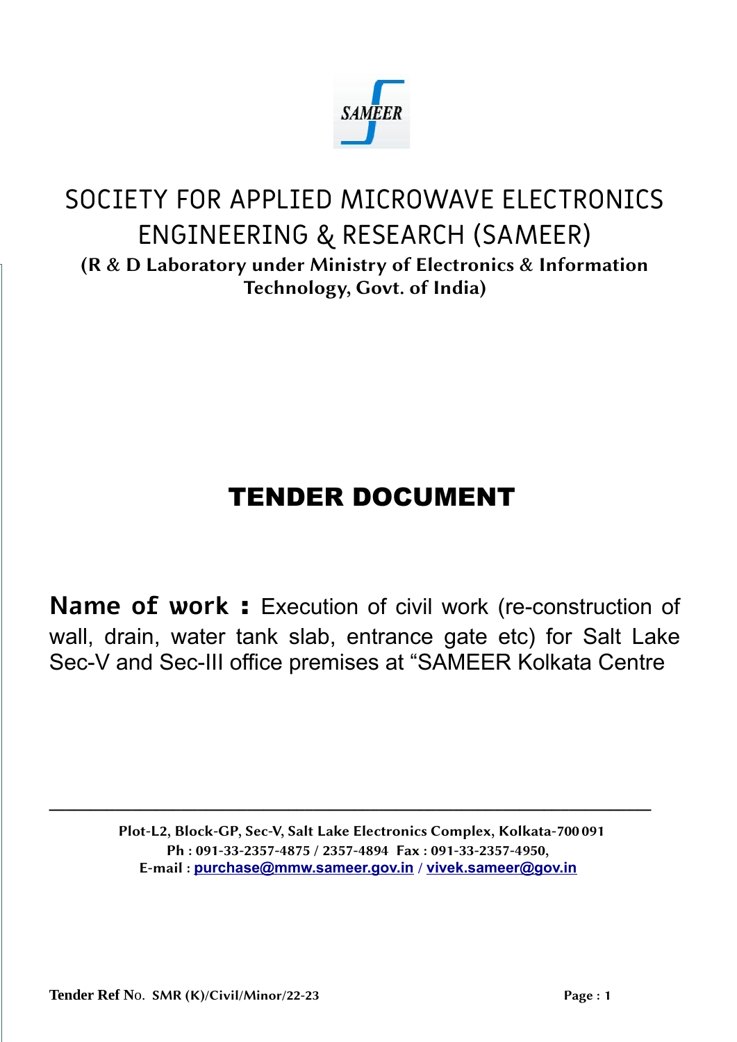SAMEER

# SOCIETY FOR APPLIED MICROWAVE ELECTRONICS ENGINEERING & RESEARCH (SAMEER)

**(R & D Laboratory under Ministry of Electronics & Information Technology, Govt. of India)**

# TENDER DOCUMENT

**Name of work :** Execution of civil work (re-construction of wall, drain, water tank slab, entrance gate etc) for Salt Lake Sec-V and Sec-III office premises at "SAMEER Kolkata Centre

---

**Plot-L2, Block-GP, Sec-V, Salt Lake Electronics Complex, Kolkata-700 091**
**Ph : 091-33-2357-4875 / 2357-4894 Fax : 091-33-2357-4950,**
**E-mail : purchase@mmw.sameer.gov.in / vivek.sameer@gov.in**

**Tender Ref No. SMR (K)/Civil/Minor/22-23**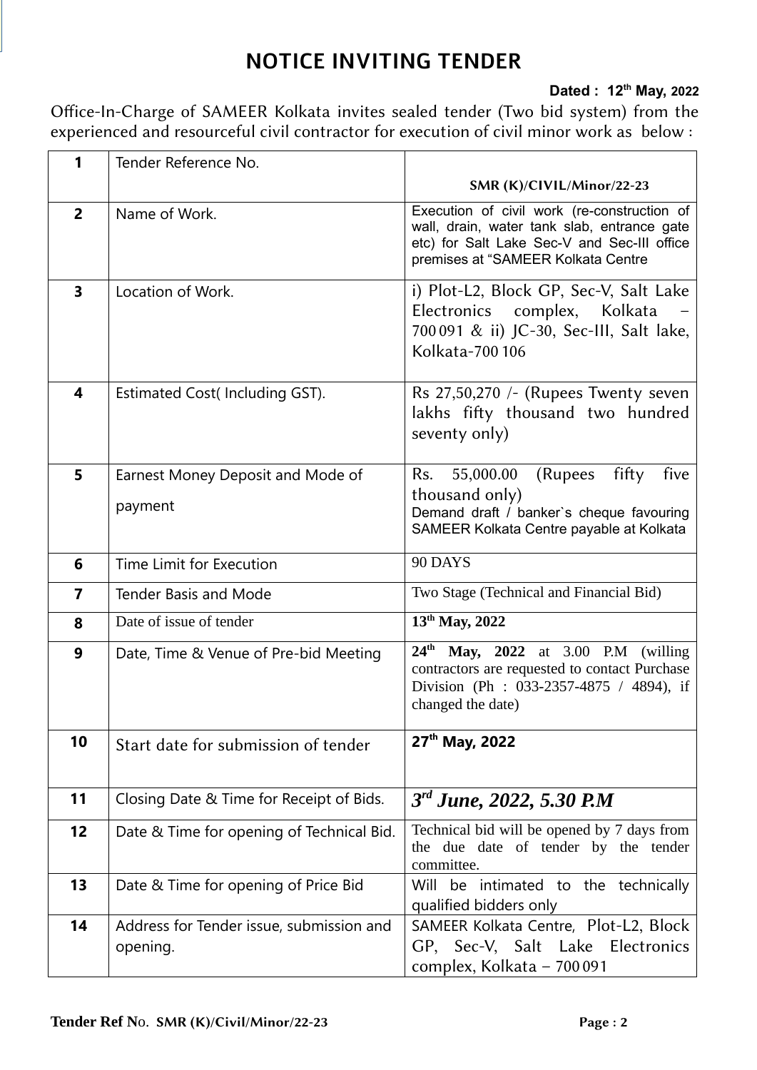# NOTICE INVITING TENDER

**Dated : 12th May, 2022**

Office-In-Charge of SAMEER Kolkata invites sealed tender (Two bid system) from the experienced and resourceful civil contractor for execution of civil minor work as below :

| | | |
|---|---|---|
| **1** | Tender Reference No. | **SMR (K)/CIVIL/Minor/22-23** |
| **2** | Name of Work. | Execution of civil work (re-construction of wall, drain, water tank slab, entrance gate etc) for Salt Lake Sec-V and Sec-III office premises at "SAMEER Kolkata Centre |
| **3** | Location of Work. | i) Plot-L2, Block GP, Sec-V, Salt Lake Electronics complex, Kolkata – 700 091 & ii) JC-30, Sec-III, Salt lake, Kolkata-700 106 |
| **4** | Estimated Cost( Including GST). | Rs 27,50,270 /- (Rupees Twenty seven lakhs fifty thousand two hundred seventy only) |
| **5** | Earnest Money Deposit and Mode of payment | Rs. 55,000.00 (Rupees fifty five thousand only) Demand draft / banker`s cheque favouring SAMEER Kolkata Centre payable at Kolkata |
| **6** | Time Limit for Execution | 90 DAYS |
| **7** | Tender Basis and Mode | Two Stage (Technical and Financial Bid) |
| **8** | Date of issue of tender | **13th May, 2022** |
| **9** | Date, Time & Venue of Pre-bid Meeting | **24th May, 2022** at 3.00 P.M (willing contractors are requested to contact Purchase Division (Ph : 033-2357-4875 / 4894), if changed the date) |
| **10** | Start date for submission of tender | **27th May, 2022** |
| **11** | Closing Date & Time for Receipt of Bids. | ***3rd June, 2022, 5.30 P.M*** |
| **12** | Date & Time for opening of Technical Bid. | Technical bid will be opened by 7 days from the due date of tender by the tender committee. |
| **13** | Date & Time for opening of Price Bid | Will be intimated to the technically qualified bidders only |
| **14** | Address for Tender issue, submission and opening. | SAMEER Kolkata Centre, Plot-L2, Block GP, Sec-V, Salt Lake Electronics complex, Kolkata – 700 091 |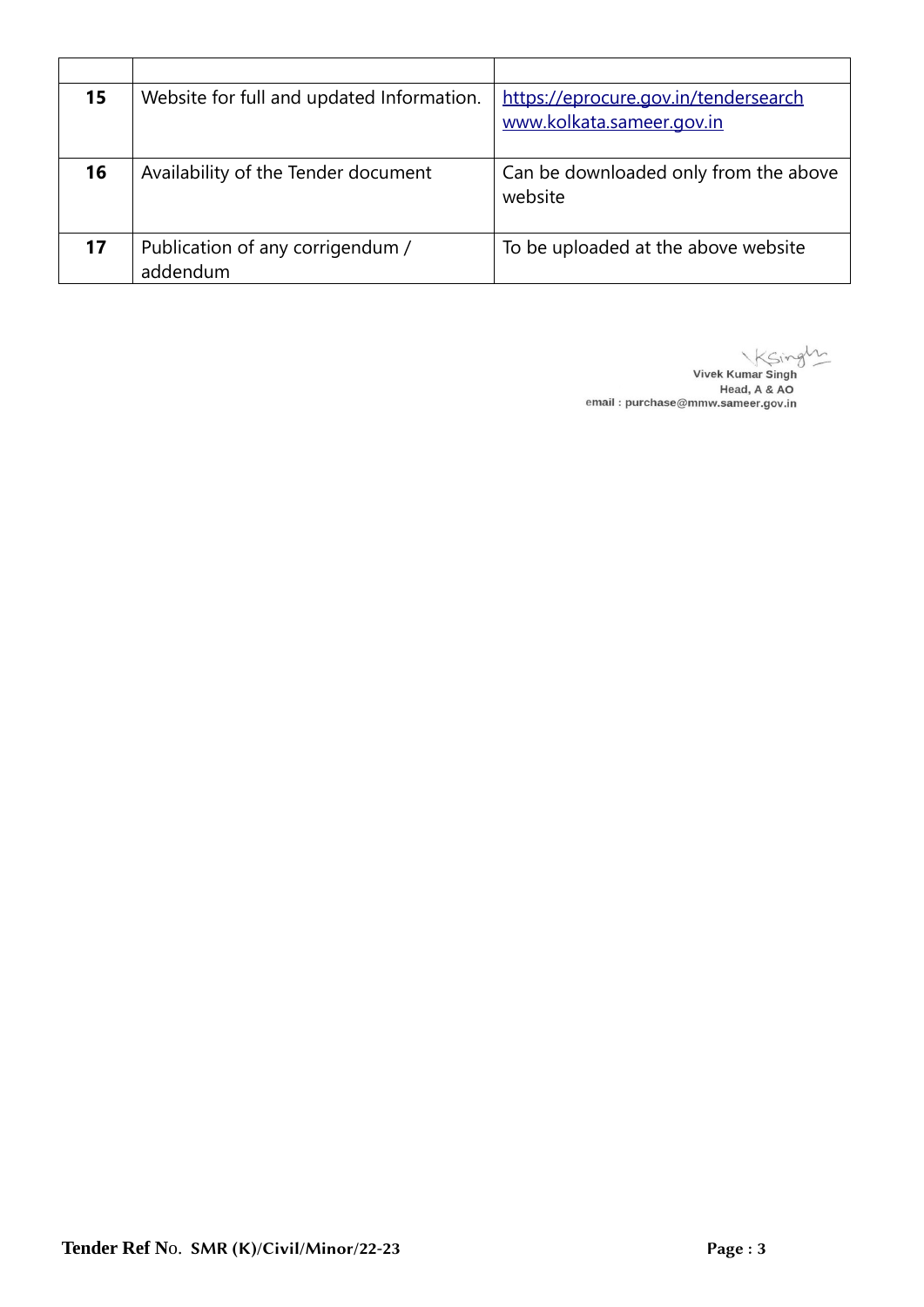| | | |
|---|---|---|
| **15** | Website for full and updated Information. | https://eprocure.gov.in/tendersearch www.kolkata.sameer.gov.in |
| **16** | Availability of the Tender document | Can be downloaded only from the above website |
| **17** | Publication of any corrigendum / addendum | To be uploaded at the above website |

VKSingh
Vivek Kumar Singh
Head, A & AO
email : purchase@mmw.sameer.gov.in

**Tender Ref N**o. **SMR (K)/Civil/Minor/22-23**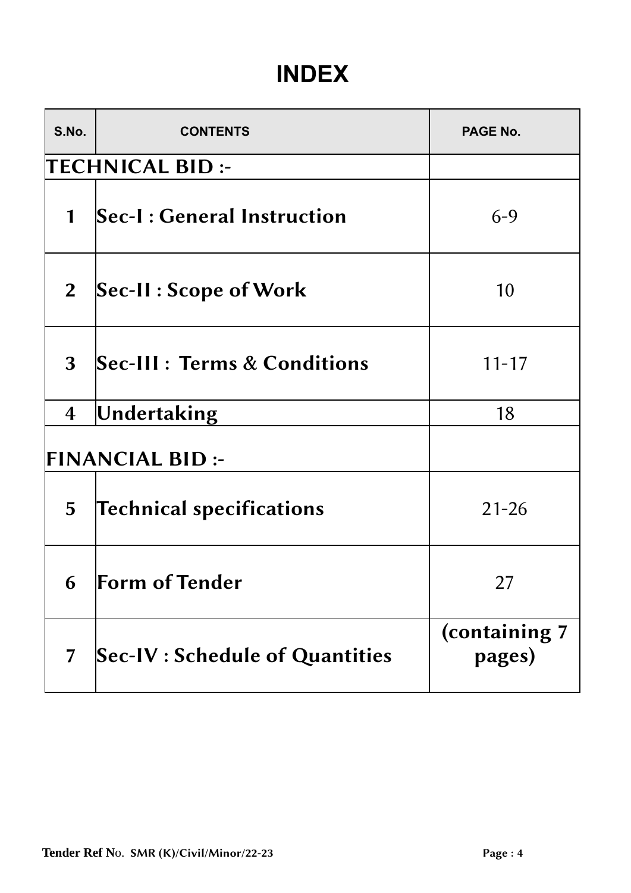# INDEX

| S.No. | CONTENTS | PAGE No. |
|---|---|---|
| **TECHNICAL BID :-** | | |
| **1** | **Sec-I : General Instruction** | 6-9 |
| **2** | **Sec-II : Scope of Work** | 10 |
| **3** | **Sec-III : Terms & Conditions** | 11-17 |
| **4** | **Undertaking** | 18 |
| **FINANCIAL BID :-** | | |
| **5** | **Technical specifications** | 21-26 |
| **6** | **Form of Tender** | 27 |
| **7** | **Sec-IV : Schedule of Quantities** | **(containing 7 pages)** |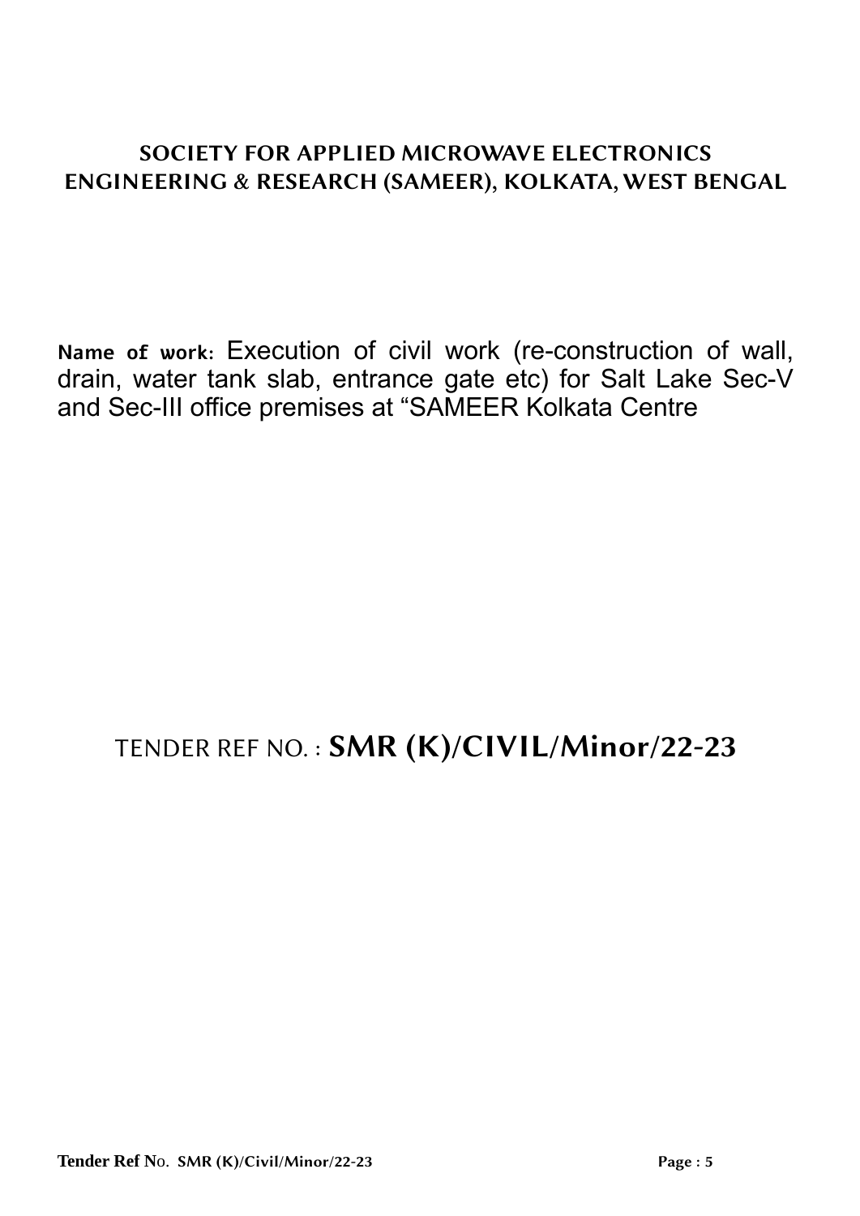# SOCIETY FOR APPLIED MICROWAVE ELECTRONICS ENGINEERING & RESEARCH (SAMEER), KOLKATA, WEST BENGAL

**Name of work:** Execution of civil work (re-construction of wall, drain, water tank slab, entrance gate etc) for Salt Lake Sec-V and Sec-III office premises at "SAMEER Kolkata Centre

## TENDER REF NO. : **SMR (K)/CIVIL/Minor/22-23**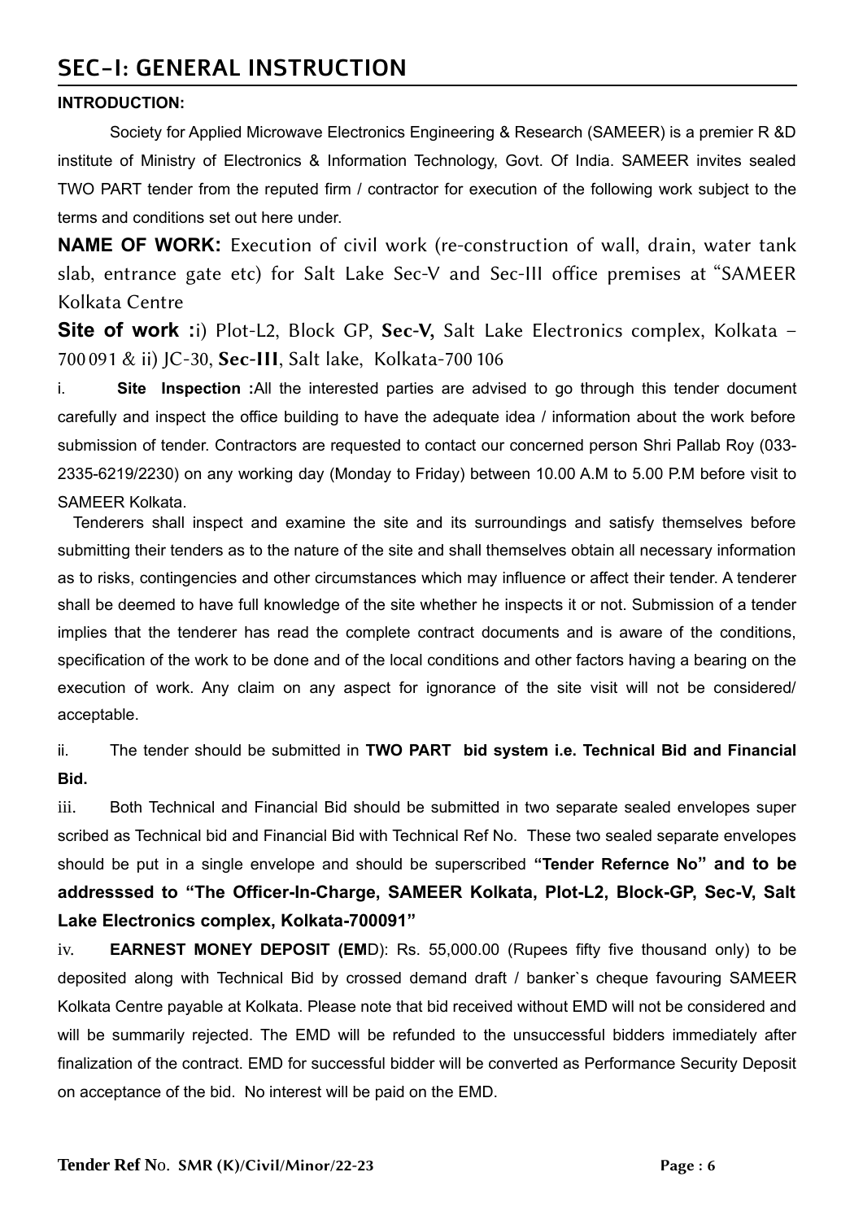# SEC-I: GENERAL INSTRUCTION

**INTRODUCTION:**

Society for Applied Microwave Electronics Engineering & Research (SAMEER) is a premier R &D institute of Ministry of Electronics & Information Technology, Govt. Of India. SAMEER invites sealed TWO PART tender from the reputed firm / contractor for execution of the following work subject to the terms and conditions set out here under.

**NAME OF WORK:** Execution of civil work (re-construction of wall, drain, water tank slab, entrance gate etc) for Salt Lake Sec-V and Sec-III office premises at "SAMEER Kolkata Centre

**Site of work :**i) Plot-L2, Block GP, **Sec-V,** Salt Lake Electronics complex, Kolkata – 700 091 & ii) JC-30, **Sec-III**, Salt lake, Kolkata-700 106

i. **Site Inspection :**All the interested parties are advised to go through this tender document carefully and inspect the office building to have the adequate idea / information about the work before submission of tender. Contractors are requested to contact our concerned person Shri Pallab Roy (033-2335-6219/2230) on any working day (Monday to Friday) between 10.00 A.M to 5.00 P.M before visit to SAMEER Kolkata.

Tenderers shall inspect and examine the site and its surroundings and satisfy themselves before submitting their tenders as to the nature of the site and shall themselves obtain all necessary information as to risks, contingencies and other circumstances which may influence or affect their tender. A tenderer shall be deemed to have full knowledge of the site whether he inspects it or not. Submission of a tender implies that the tenderer has read the complete contract documents and is aware of the conditions, specification of the work to be done and of the local conditions and other factors having a bearing on the execution of work. Any claim on any aspect for ignorance of the site visit will not be considered/ acceptable.

ii. The tender should be submitted in **TWO PART bid system i.e. Technical Bid and Financial Bid.**

iii. Both Technical and Financial Bid should be submitted in two separate sealed envelopes super scribed as Technical bid and Financial Bid with Technical Ref No. These two sealed separate envelopes should be put in a single envelope and should be superscribed **"Tender Refernce No" and to be addresssed to "The Officer-In-Charge, SAMEER Kolkata, Plot-L2, Block-GP, Sec-V, Salt Lake Electronics complex, Kolkata-700091"**

iv. **EARNEST MONEY DEPOSIT (EM**D): Rs. 55,000.00 (Rupees fifty five thousand only) to be deposited along with Technical Bid by crossed demand draft / banker`s cheque favouring SAMEER Kolkata Centre payable at Kolkata. Please note that bid received without EMD will not be considered and will be summarily rejected. The EMD will be refunded to the unsuccessful bidders immediately after finalization of the contract. EMD for successful bidder will be converted as Performance Security Deposit on acceptance of the bid. No interest will be paid on the EMD.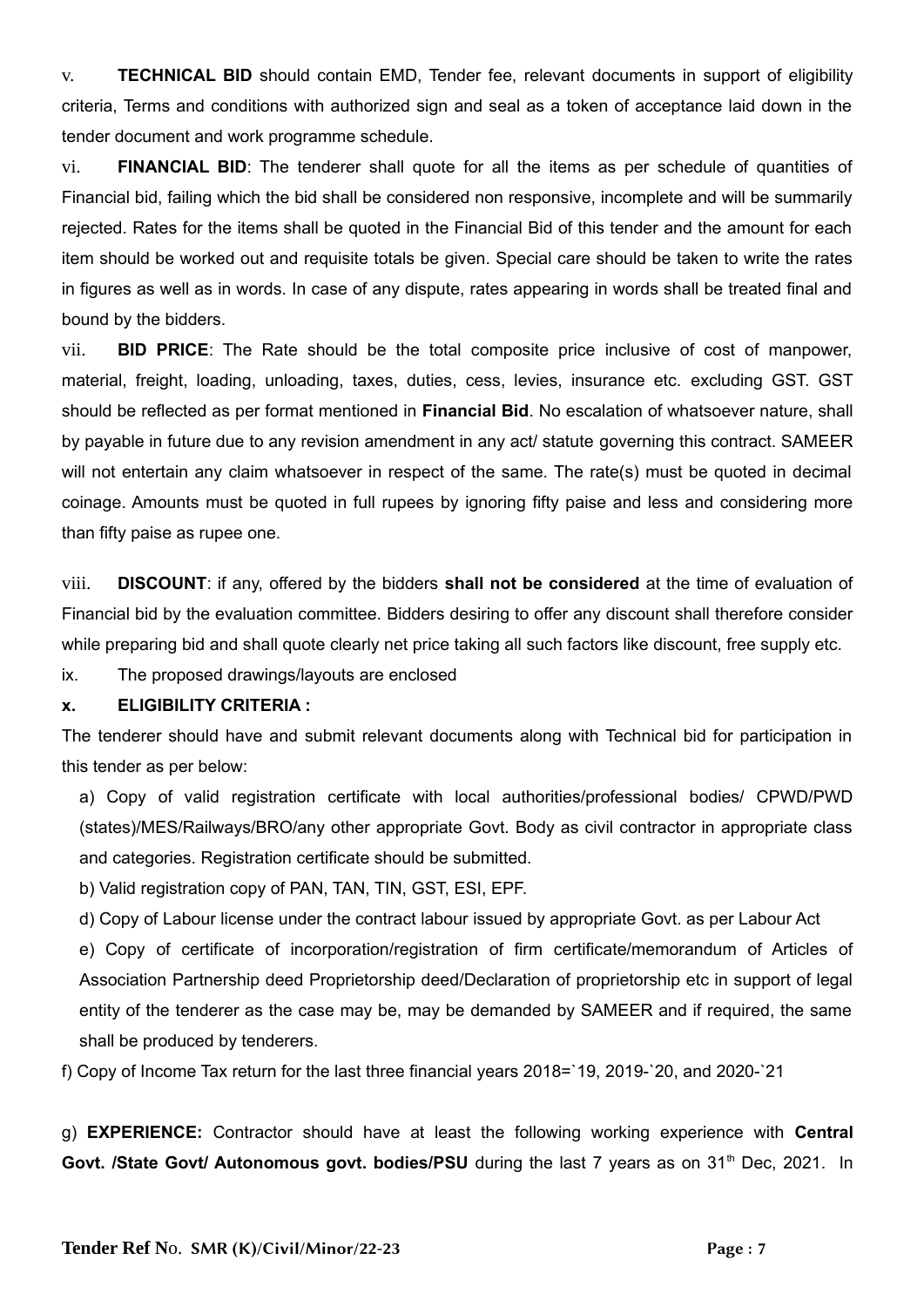v. **TECHNICAL BID** should contain EMD, Tender fee, relevant documents in support of eligibility criteria, Terms and conditions with authorized sign and seal as a token of acceptance laid down in the tender document and work programme schedule.

vi. **FINANCIAL BID**: The tenderer shall quote for all the items as per schedule of quantities of Financial bid, failing which the bid shall be considered non responsive, incomplete and will be summarily rejected. Rates for the items shall be quoted in the Financial Bid of this tender and the amount for each item should be worked out and requisite totals be given. Special care should be taken to write the rates in figures as well as in words. In case of any dispute, rates appearing in words shall be treated final and bound by the bidders.

vii. **BID PRICE**: The Rate should be the total composite price inclusive of cost of manpower, material, freight, loading, unloading, taxes, duties, cess, levies, insurance etc. excluding GST. GST should be reflected as per format mentioned in **Financial Bid**. No escalation of whatsoever nature, shall by payable in future due to any revision amendment in any act/ statute governing this contract. SAMEER will not entertain any claim whatsoever in respect of the same. The rate(s) must be quoted in decimal coinage. Amounts must be quoted in full rupees by ignoring fifty paise and less and considering more than fifty paise as rupee one.

viii. **DISCOUNT**: if any, offered by the bidders **shall not be considered** at the time of evaluation of Financial bid by the evaluation committee. Bidders desiring to offer any discount shall therefore consider while preparing bid and shall quote clearly net price taking all such factors like discount, free supply etc.

ix. The proposed drawings/layouts are enclosed

**x. ELIGIBILITY CRITERIA :**

The tenderer should have and submit relevant documents along with Technical bid for participation in this tender as per below:

a) Copy of valid registration certificate with local authorities/professional bodies/ CPWD/PWD (states)/MES/Railways/BRO/any other appropriate Govt. Body as civil contractor in appropriate class and categories. Registration certificate should be submitted.

b) Valid registration copy of PAN, TAN, TIN, GST, ESI, EPF.

d) Copy of Labour license under the contract labour issued by appropriate Govt. as per Labour Act

e) Copy of certificate of incorporation/registration of firm certificate/memorandum of Articles of Association Partnership deed Proprietorship deed/Declaration of proprietorship etc in support of legal entity of the tenderer as the case may be, may be demanded by SAMEER and if required, the same shall be produced by tenderers.

f) Copy of Income Tax return for the last three financial years 2018=`19, 2019-`20, and 2020-`21

g) **EXPERIENCE:** Contractor should have at least the following working experience with **Central Govt. /State Govt/ Autonomous govt. bodies/PSU** during the last 7 years as on 31st Dec, 2021. In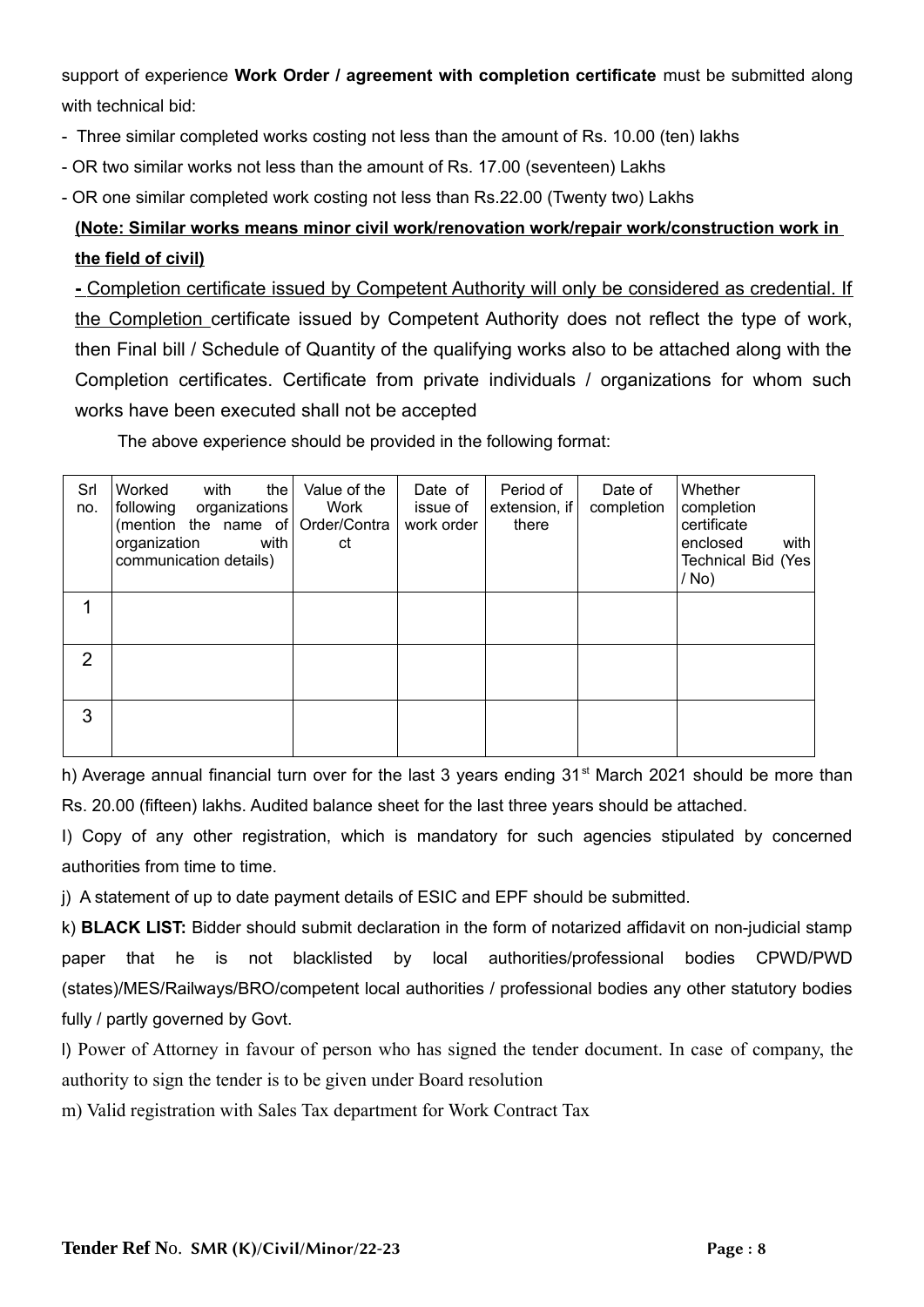support of experience **Work Order / agreement with completion certificate** must be submitted along with technical bid:

- Three similar completed works costing not less than the amount of Rs. 10.00 (ten) lakhs
- OR two similar works not less than the amount of Rs. 17.00 (seventeen) Lakhs
- OR one similar completed work costing not less than Rs.22.00 (Twenty two) Lakhs

**(Note: Similar works means minor civil work/renovation work/repair work/construction work in the field of civil)**

- Completion certificate issued by Competent Authority will only be considered as credential. If the Completion certificate issued by Competent Authority does not reflect the type of work, then Final bill / Schedule of Quantity of the qualifying works also to be attached along with the Completion certificates. Certificate from private individuals / organizations for whom such works have been executed shall not be accepted

The above experience should be provided in the following format:

| Srl no. | Worked with the following organizations (mention the name of organization with communication details) | Value of the Work Order/Contract | Date of issue of work order | Period of extension, if there | Date of completion | Whether completion certificate enclosed with Technical Bid (Yes / No) |
|---|---|---|---|---|---|---|
| 1 | | | | | | |
| 2 | | | | | | |
| 3 | | | | | | |

h) Average annual financial turn over for the last 3 years ending 31st March 2021 should be more than Rs. 20.00 (fifteen) lakhs. Audited balance sheet for the last three years should be attached.

I) Copy of any other registration, which is mandatory for such agencies stipulated by concerned authorities from time to time.

j) A statement of up to date payment details of ESIC and EPF should be submitted.

k) **BLACK LIST:** Bidder should submit declaration in the form of notarized affidavit on non-judicial stamp paper that he is not blacklisted by local authorities/professional bodies CPWD/PWD (states)/MES/Railways/BRO/competent local authorities / professional bodies any other statutory bodies fully / partly governed by Govt.

l) Power of Attorney in favour of person who has signed the tender document. In case of company, the authority to sign the tender is to be given under Board resolution

m) Valid registration with Sales Tax department for Work Contract Tax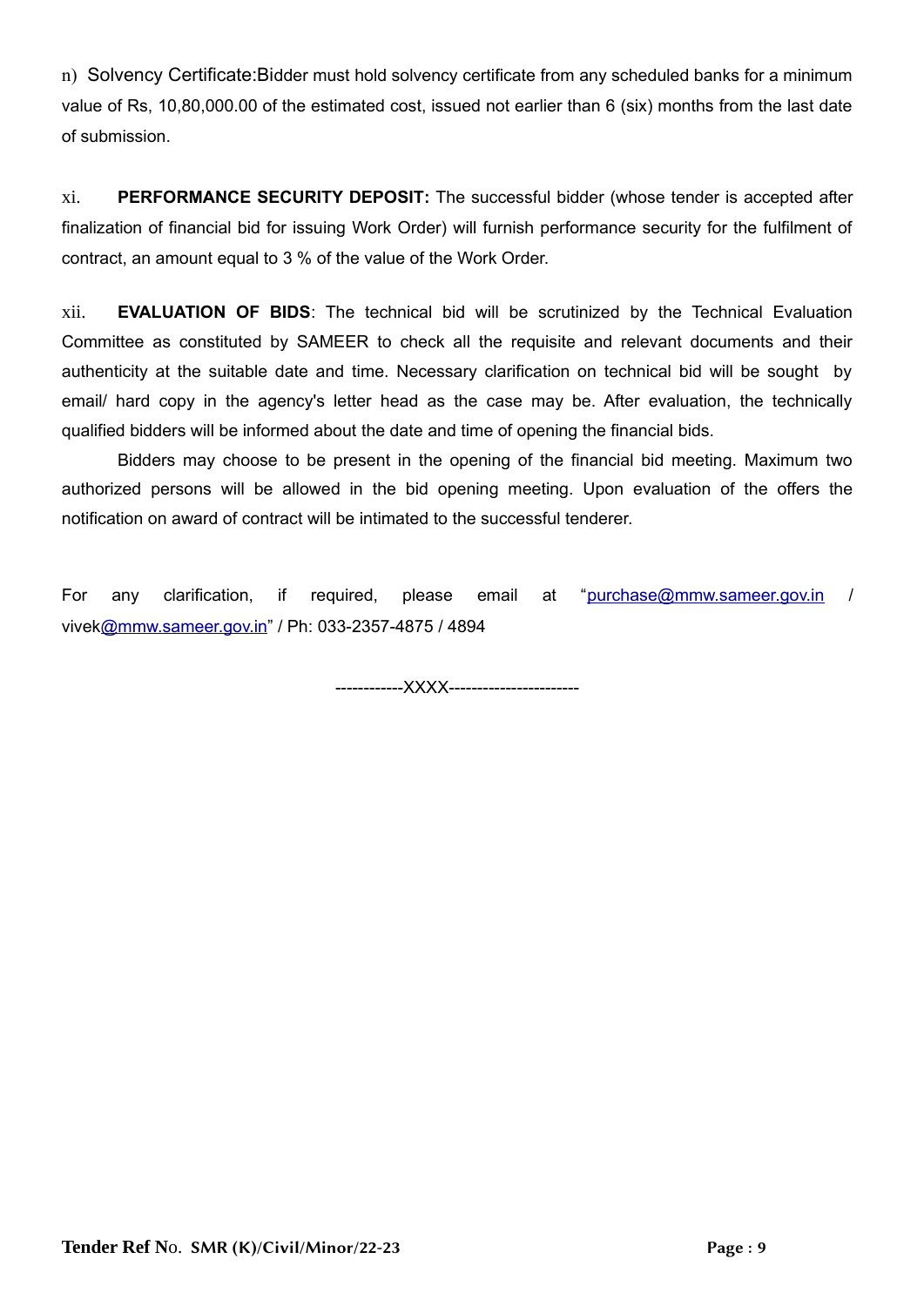n) Solvency Certificate:Bidder must hold solvency certificate from any scheduled banks for a minimum value of Rs, 10,80,000.00 of the estimated cost, issued not earlier than 6 (six) months from the last date of submission.

xi. **PERFORMANCE SECURITY DEPOSIT:** The successful bidder (whose tender is accepted after finalization of financial bid for issuing Work Order) will furnish performance security for the fulfilment of contract, an amount equal to 3 % of the value of the Work Order.

xii. **EVALUATION OF BIDS**: The technical bid will be scrutinized by the Technical Evaluation Committee as constituted by SAMEER to check all the requisite and relevant documents and their authenticity at the suitable date and time. Necessary clarification on technical bid will be sought by email/ hard copy in the agency's letter head as the case may be. After evaluation, the technically qualified bidders will be informed about the date and time of opening the financial bids.

Bidders may choose to be present in the opening of the financial bid meeting. Maximum two authorized persons will be allowed in the bid opening meeting. Upon evaluation of the offers the notification on award of contract will be intimated to the successful tenderer.

For any clarification, if required, please email at "purchase@mmw.sameer.gov.in / vivek@mmw.sameer.gov.in" / Ph: 033-2357-4875 / 4894

------------XXXX----------------------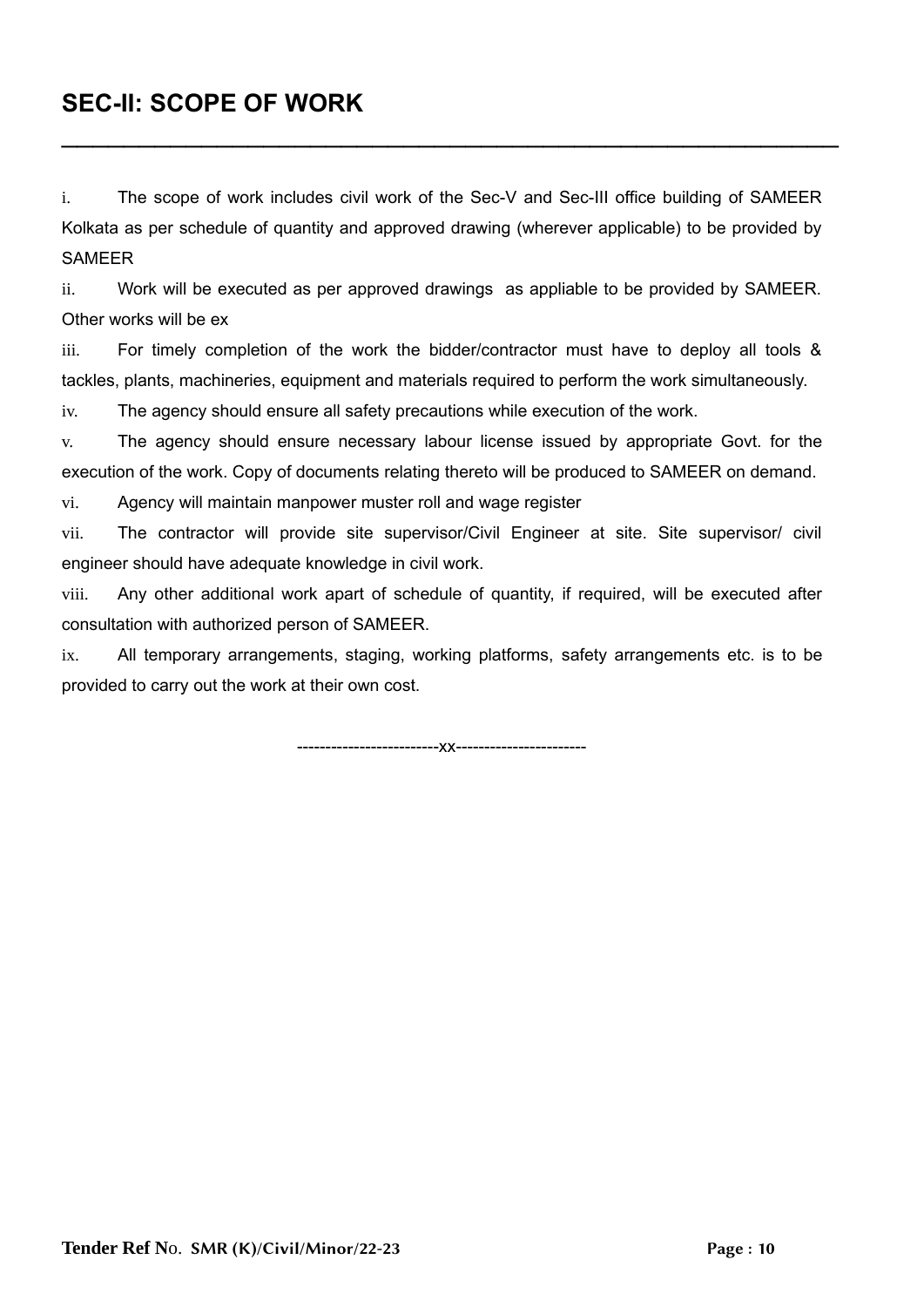# SEC-II: SCOPE OF WORK

---

i. The scope of work includes civil work of the Sec-V and Sec-III office building of SAMEER Kolkata as per schedule of quantity and approved drawing (wherever applicable) to be provided by SAMEER

ii. Work will be executed as per approved drawings as appliable to be provided by SAMEER. Other works will be ex

iii. For timely completion of the work the bidder/contractor must have to deploy all tools & tackles, plants, machineries, equipment and materials required to perform the work simultaneously.

iv. The agency should ensure all safety precautions while execution of the work.

v. The agency should ensure necessary labour license issued by appropriate Govt. for the execution of the work. Copy of documents relating thereto will be produced to SAMEER on demand.

vi. Agency will maintain manpower muster roll and wage register

vii. The contractor will provide site supervisor/Civil Engineer at site. Site supervisor/ civil engineer should have adequate knowledge in civil work.

viii. Any other additional work apart of schedule of quantity, if required, will be executed after consultation with authorized person of SAMEER.

ix. All temporary arrangements, staging, working platforms, safety arrangements etc. is to be provided to carry out the work at their own cost.

-------------------------xx-----------------------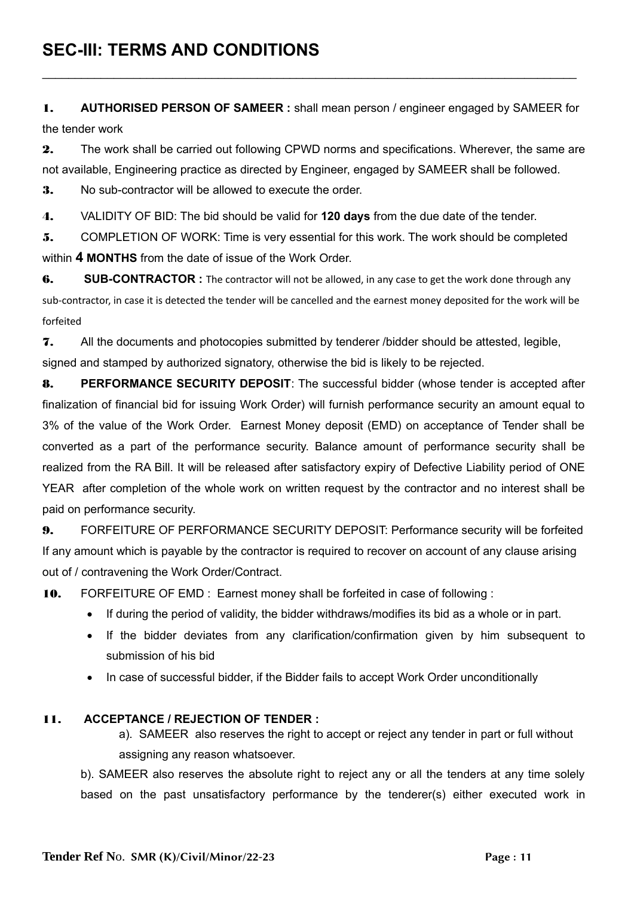## SEC-III: TERMS AND CONDITIONS

---

**1.** **AUTHORISED PERSON OF SAMEER :** shall mean person / engineer engaged by SAMEER for the tender work

**2.** The work shall be carried out following CPWD norms and specifications. Wherever, the same are not available, Engineering practice as directed by Engineer, engaged by SAMEER shall be followed.

**3.** No sub-contractor will be allowed to execute the order.

**4.** VALIDITY OF BID: The bid should be valid for **120 days** from the due date of the tender.

**5.** COMPLETION OF WORK: Time is very essential for this work. The work should be completed within **4 MONTHS** from the date of issue of the Work Order.

**6.** **SUB-CONTRACTOR :** The contractor will not be allowed, in any case to get the work done through any sub-contractor, in case it is detected the tender will be cancelled and the earnest money deposited for the work will be forfeited

**7.** All the documents and photocopies submitted by tenderer /bidder should be attested, legible, signed and stamped by authorized signatory, otherwise the bid is likely to be rejected.

**8.** **PERFORMANCE SECURITY DEPOSIT**: The successful bidder (whose tender is accepted after finalization of financial bid for issuing Work Order) will furnish performance security an amount equal to 3% of the value of the Work Order. Earnest Money deposit (EMD) on acceptance of Tender shall be converted as a part of the performance security. Balance amount of performance security shall be realized from the RA Bill. It will be released after satisfactory expiry of Defective Liability period of ONE YEAR after completion of the whole work on written request by the contractor and no interest shall be paid on performance security.

**9.** FORFEITURE OF PERFORMANCE SECURITY DEPOSIT: Performance security will be forfeited If any amount which is payable by the contractor is required to recover on account of any clause arising out of / contravening the Work Order/Contract.

**10.** FORFEITURE OF EMD : Earnest money shall be forfeited in case of following :

- If during the period of validity, the bidder withdraws/modifies its bid as a whole or in part.
- If the bidder deviates from any clarification/confirmation given by him subsequent to submission of his bid
- In case of successful bidder, if the Bidder fails to accept Work Order unconditionally

**11.** **ACCEPTANCE / REJECTION OF TENDER :**

a). SAMEER also reserves the right to accept or reject any tender in part or full without assigning any reason whatsoever.

b). SAMEER also reserves the absolute right to reject any or all the tenders at any time solely based on the past unsatisfactory performance by the tenderer(s) either executed work in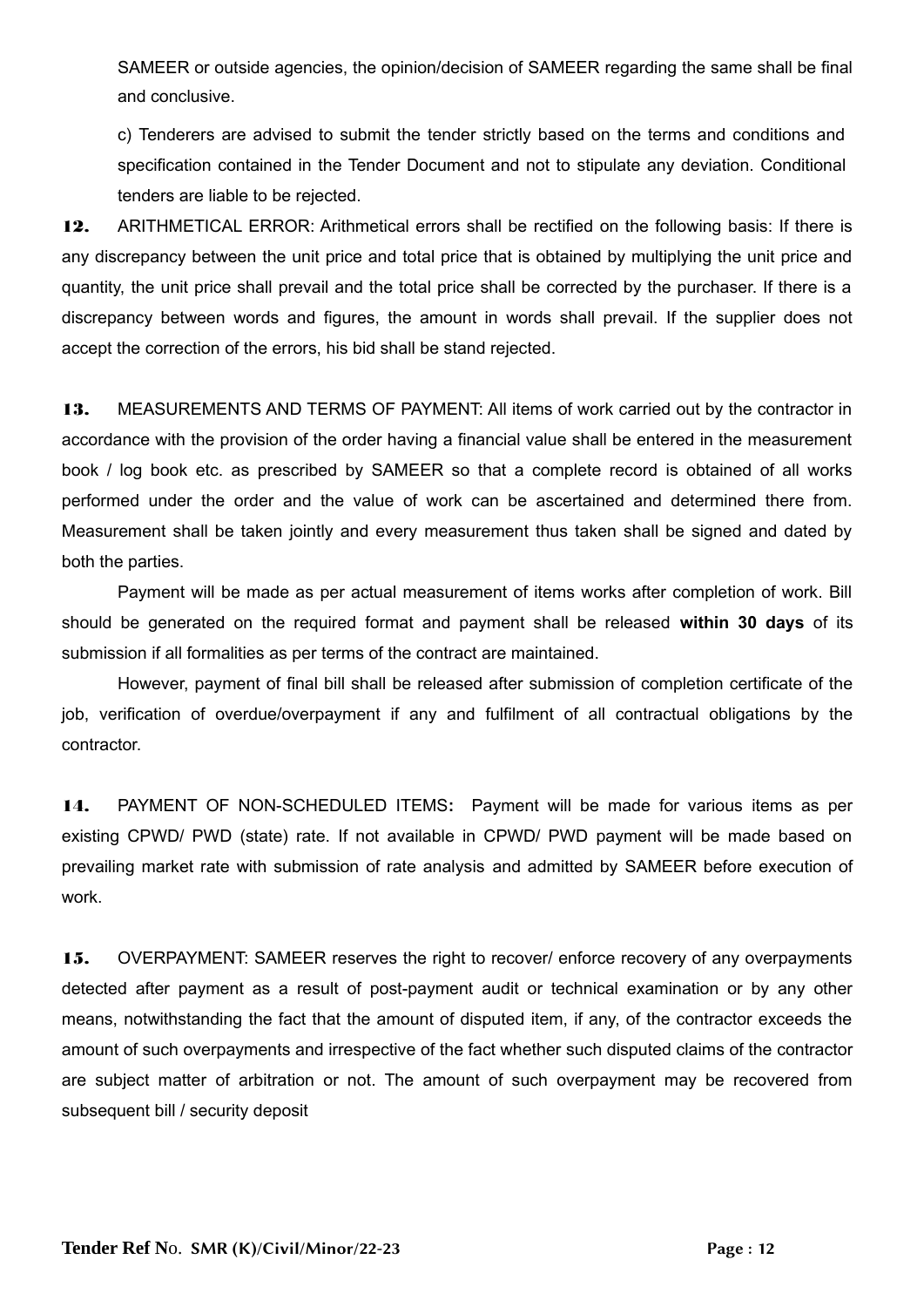SAMEER or outside agencies, the opinion/decision of SAMEER regarding the same shall be final and conclusive.

c) Tenderers are advised to submit the tender strictly based on the terms and conditions and specification contained in the Tender Document and not to stipulate any deviation. Conditional tenders are liable to be rejected.

**12.** ARITHMETICAL ERROR: Arithmetical errors shall be rectified on the following basis: If there is any discrepancy between the unit price and total price that is obtained by multiplying the unit price and quantity, the unit price shall prevail and the total price shall be corrected by the purchaser. If there is a discrepancy between words and figures, the amount in words shall prevail. If the supplier does not accept the correction of the errors, his bid shall be stand rejected.

**13.** MEASUREMENTS AND TERMS OF PAYMENT: All items of work carried out by the contractor in accordance with the provision of the order having a financial value shall be entered in the measurement book / log book etc. as prescribed by SAMEER so that a complete record is obtained of all works performed under the order and the value of work can be ascertained and determined there from. Measurement shall be taken jointly and every measurement thus taken shall be signed and dated by both the parties.

Payment will be made as per actual measurement of items works after completion of work. Bill should be generated on the required format and payment shall be released **within 30 days** of its submission if all formalities as per terms of the contract are maintained.

However, payment of final bill shall be released after submission of completion certificate of the job, verification of overdue/overpayment if any and fulfilment of all contractual obligations by the contractor.

**14.** PAYMENT OF NON-SCHEDULED ITEMS**:** Payment will be made for various items as per existing CPWD/ PWD (state) rate. If not available in CPWD/ PWD payment will be made based on prevailing market rate with submission of rate analysis and admitted by SAMEER before execution of work.

**15.** OVERPAYMENT: SAMEER reserves the right to recover/ enforce recovery of any overpayments detected after payment as a result of post-payment audit or technical examination or by any other means, notwithstanding the fact that the amount of disputed item, if any, of the contractor exceeds the amount of such overpayments and irrespective of the fact whether such disputed claims of the contractor are subject matter of arbitration or not. The amount of such overpayment may be recovered from subsequent bill / security deposit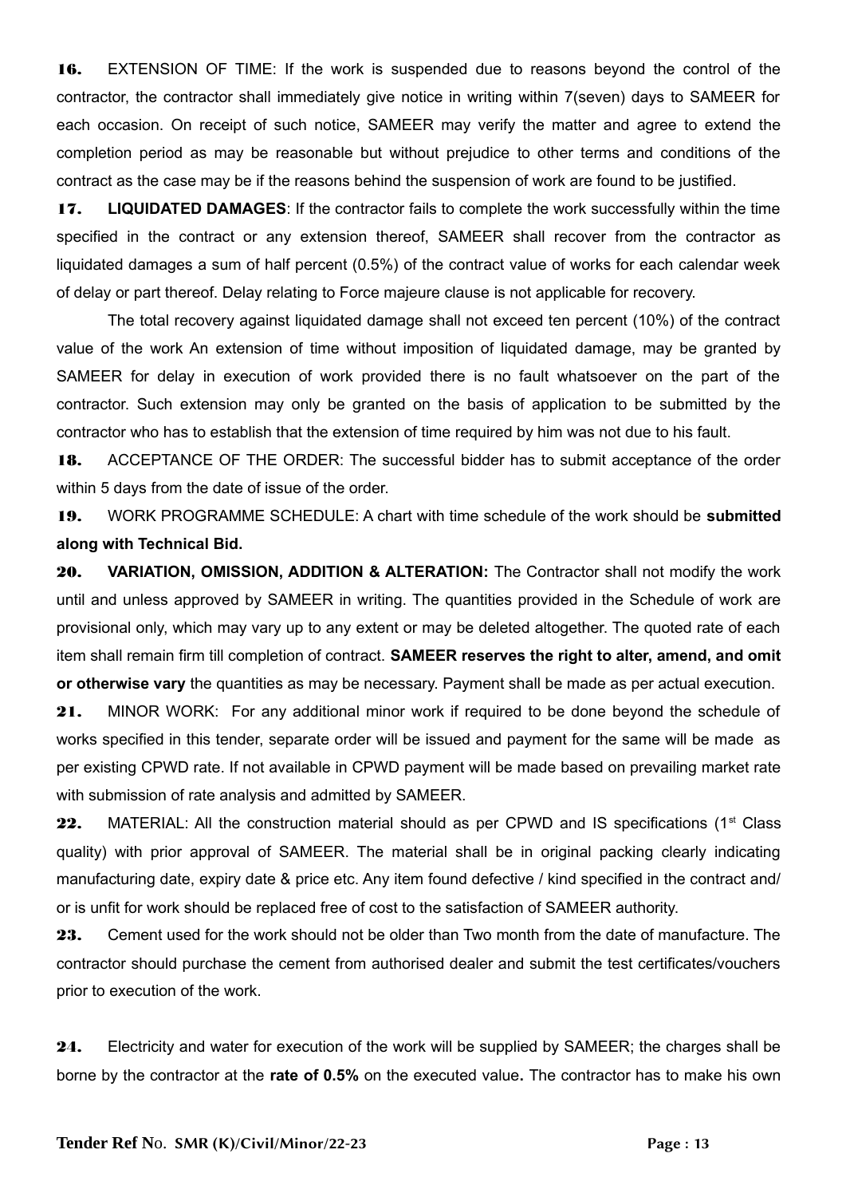**16.** EXTENSION OF TIME: If the work is suspended due to reasons beyond the control of the contractor, the contractor shall immediately give notice in writing within 7(seven) days to SAMEER for each occasion. On receipt of such notice, SAMEER may verify the matter and agree to extend the completion period as may be reasonable but without prejudice to other terms and conditions of the contract as the case may be if the reasons behind the suspension of work are found to be justified.

**17.** **LIQUIDATED DAMAGES**: If the contractor fails to complete the work successfully within the time specified in the contract or any extension thereof, SAMEER shall recover from the contractor as liquidated damages a sum of half percent (0.5%) of the contract value of works for each calendar week of delay or part thereof. Delay relating to Force majeure clause is not applicable for recovery.

The total recovery against liquidated damage shall not exceed ten percent (10%) of the contract value of the work An extension of time without imposition of liquidated damage, may be granted by SAMEER for delay in execution of work provided there is no fault whatsoever on the part of the contractor. Such extension may only be granted on the basis of application to be submitted by the contractor who has to establish that the extension of time required by him was not due to his fault.

**18.** ACCEPTANCE OF THE ORDER: The successful bidder has to submit acceptance of the order within 5 days from the date of issue of the order.

**19.** WORK PROGRAMME SCHEDULE: A chart with time schedule of the work should be **submitted along with Technical Bid.**

**20.** **VARIATION, OMISSION, ADDITION & ALTERATION:** The Contractor shall not modify the work until and unless approved by SAMEER in writing. The quantities provided in the Schedule of work are provisional only, which may vary up to any extent or may be deleted altogether. The quoted rate of each item shall remain firm till completion of contract. **SAMEER reserves the right to alter, amend, and omit or otherwise vary** the quantities as may be necessary. Payment shall be made as per actual execution.

**21.** MINOR WORK: For any additional minor work if required to be done beyond the schedule of works specified in this tender, separate order will be issued and payment for the same will be made as per existing CPWD rate. If not available in CPWD payment will be made based on prevailing market rate with submission of rate analysis and admitted by SAMEER.

**22.** MATERIAL: All the construction material should as per CPWD and IS specifications (1st Class quality) with prior approval of SAMEER. The material shall be in original packing clearly indicating manufacturing date, expiry date & price etc. Any item found defective / kind specified in the contract and/ or is unfit for work should be replaced free of cost to the satisfaction of SAMEER authority.

**23.** Cement used for the work should not be older than Two month from the date of manufacture. The contractor should purchase the cement from authorised dealer and submit the test certificates/vouchers prior to execution of the work.

**24.** Electricity and water for execution of the work will be supplied by SAMEER; the charges shall be borne by the contractor at the **rate of 0.5%** on the executed value**.** The contractor has to make his own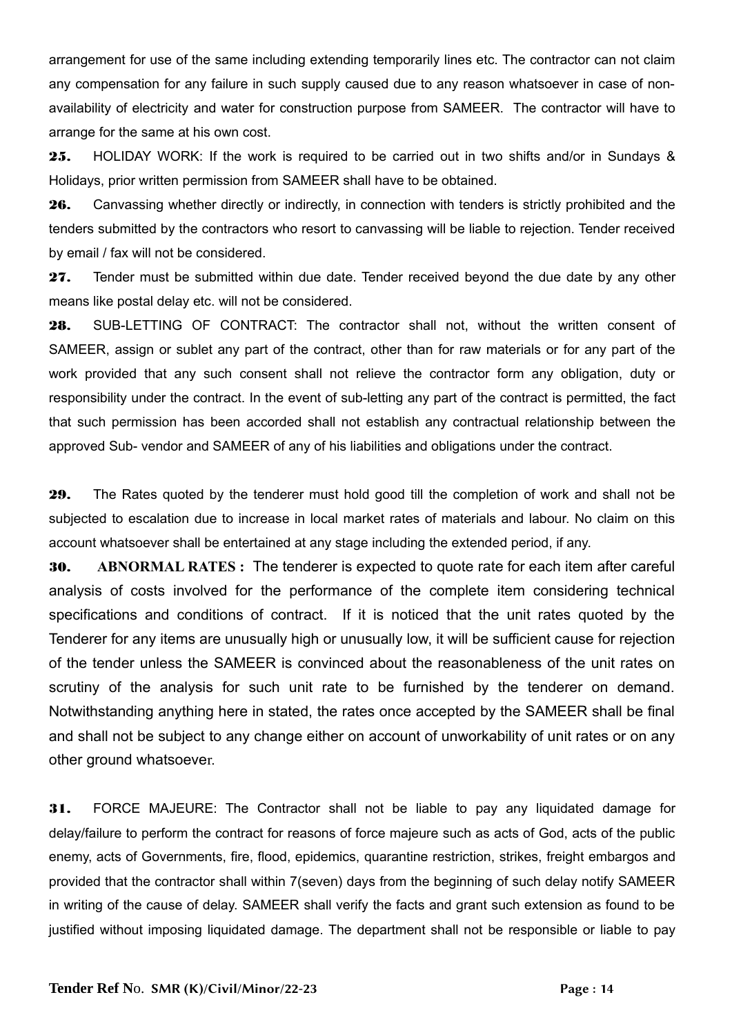arrangement for use of the same including extending temporarily lines etc. The contractor can not claim any compensation for any failure in such supply caused due to any reason whatsoever in case of non-availability of electricity and water for construction purpose from SAMEER. The contractor will have to arrange for the same at his own cost.

**25.** HOLIDAY WORK: If the work is required to be carried out in two shifts and/or in Sundays & Holidays, prior written permission from SAMEER shall have to be obtained.

**26.** Canvassing whether directly or indirectly, in connection with tenders is strictly prohibited and the tenders submitted by the contractors who resort to canvassing will be liable to rejection. Tender received by email / fax will not be considered.

**27.** Tender must be submitted within due date. Tender received beyond the due date by any other means like postal delay etc. will not be considered.

**28.** SUB-LETTING OF CONTRACT: The contractor shall not, without the written consent of SAMEER, assign or sublet any part of the contract, other than for raw materials or for any part of the work provided that any such consent shall not relieve the contractor form any obligation, duty or responsibility under the contract. In the event of sub-letting any part of the contract is permitted, the fact that such permission has been accorded shall not establish any contractual relationship between the approved Sub- vendor and SAMEER of any of his liabilities and obligations under the contract.

**29.** The Rates quoted by the tenderer must hold good till the completion of work and shall not be subjected to escalation due to increase in local market rates of materials and labour. No claim on this account whatsoever shall be entertained at any stage including the extended period, if any.

**30.** **ABNORMAL RATES :** The tenderer is expected to quote rate for each item after careful analysis of costs involved for the performance of the complete item considering technical specifications and conditions of contract. If it is noticed that the unit rates quoted by the Tenderer for any items are unusually high or unusually low, it will be sufficient cause for rejection of the tender unless the SAMEER is convinced about the reasonableness of the unit rates on scrutiny of the analysis for such unit rate to be furnished by the tenderer on demand. Notwithstanding anything here in stated, the rates once accepted by the SAMEER shall be final and shall not be subject to any change either on account of unworkability of unit rates or on any other ground whatsoever.

**31.** FORCE MAJEURE: The Contractor shall not be liable to pay any liquidated damage for delay/failure to perform the contract for reasons of force majeure such as acts of God, acts of the public enemy, acts of Governments, fire, flood, epidemics, quarantine restriction, strikes, freight embargos and provided that the contractor shall within 7(seven) days from the beginning of such delay notify SAMEER in writing of the cause of delay. SAMEER shall verify the facts and grant such extension as found to be justified without imposing liquidated damage. The department shall not be responsible or liable to pay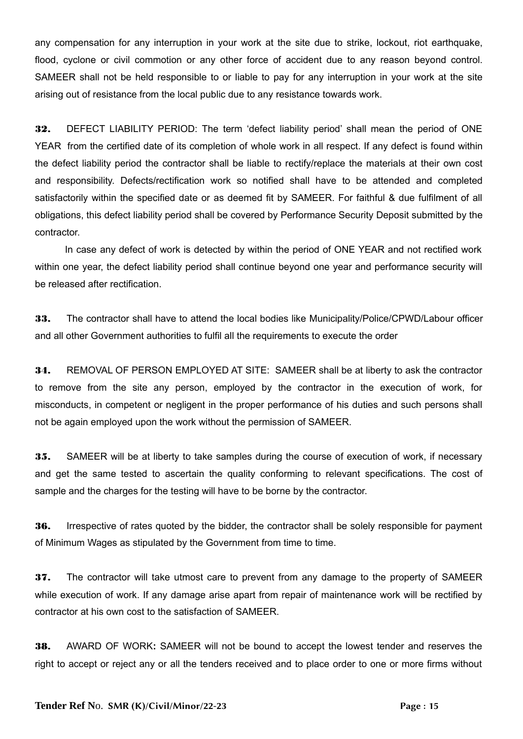any compensation for any interruption in your work at the site due to strike, lockout, riot earthquake, flood, cyclone or civil commotion or any other force of accident due to any reason beyond control. SAMEER shall not be held responsible to or liable to pay for any interruption in your work at the site arising out of resistance from the local public due to any resistance towards work.

**32.** DEFECT LIABILITY PERIOD: The term 'defect liability period' shall mean the period of ONE YEAR from the certified date of its completion of whole work in all respect. If any defect is found within the defect liability period the contractor shall be liable to rectify/replace the materials at their own cost and responsibility. Defects/rectification work so notified shall have to be attended and completed satisfactorily within the specified date or as deemed fit by SAMEER. For faithful & due fulfilment of all obligations, this defect liability period shall be covered by Performance Security Deposit submitted by the contractor.

In case any defect of work is detected by within the period of ONE YEAR and not rectified work within one year, the defect liability period shall continue beyond one year and performance security will be released after rectification.

**33.** The contractor shall have to attend the local bodies like Municipality/Police/CPWD/Labour officer and all other Government authorities to fulfil all the requirements to execute the order

**34.** REMOVAL OF PERSON EMPLOYED AT SITE: SAMEER shall be at liberty to ask the contractor to remove from the site any person, employed by the contractor in the execution of work, for misconducts, in competent or negligent in the proper performance of his duties and such persons shall not be again employed upon the work without the permission of SAMEER.

**35.** SAMEER will be at liberty to take samples during the course of execution of work, if necessary and get the same tested to ascertain the quality conforming to relevant specifications. The cost of sample and the charges for the testing will have to be borne by the contractor.

**36.** Irrespective of rates quoted by the bidder, the contractor shall be solely responsible for payment of Minimum Wages as stipulated by the Government from time to time.

**37.** The contractor will take utmost care to prevent from any damage to the property of SAMEER while execution of work. If any damage arise apart from repair of maintenance work will be rectified by contractor at his own cost to the satisfaction of SAMEER.

**38.** AWARD OF WORK**:** SAMEER will not be bound to accept the lowest tender and reserves the right to accept or reject any or all the tenders received and to place order to one or more firms without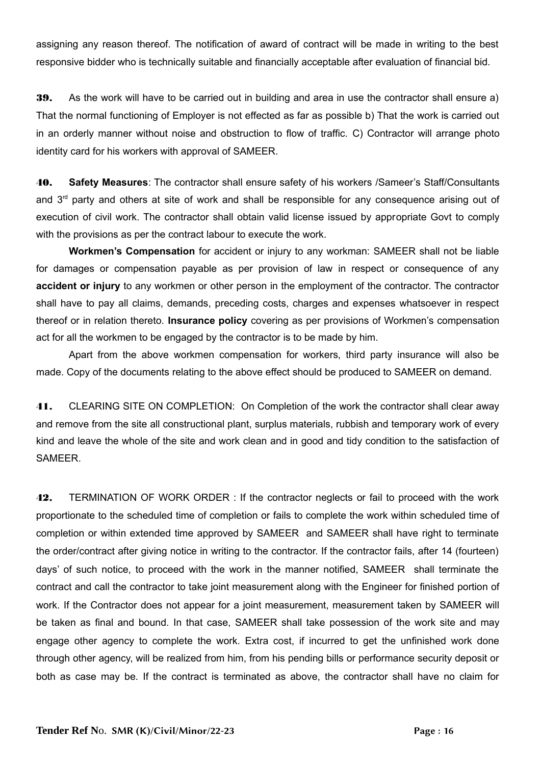assigning any reason thereof. The notification of award of contract will be made in writing to the best responsive bidder who is technically suitable and financially acceptable after evaluation of financial bid.

**39.** As the work will have to be carried out in building and area in use the contractor shall ensure a) That the normal functioning of Employer is not effected as far as possible b) That the work is carried out in an orderly manner without noise and obstruction to flow of traffic. C) Contractor will arrange photo identity card for his workers with approval of SAMEER.

**40.** **Safety Measures**: The contractor shall ensure safety of his workers /Sameer's Staff/Consultants and 3rd party and others at site of work and shall be responsible for any consequence arising out of execution of civil work. The contractor shall obtain valid license issued by appropriate Govt to comply with the provisions as per the contract labour to execute the work.

**Workmen's Compensation** for accident or injury to any workman: SAMEER shall not be liable for damages or compensation payable as per provision of law in respect or consequence of any **accident or injury** to any workmen or other person in the employment of the contractor. The contractor shall have to pay all claims, demands, preceding costs, charges and expenses whatsoever in respect thereof or in relation thereto. **Insurance policy** covering as per provisions of Workmen's compensation act for all the workmen to be engaged by the contractor is to be made by him.

Apart from the above workmen compensation for workers, third party insurance will also be made. Copy of the documents relating to the above effect should be produced to SAMEER on demand.

**41.** CLEARING SITE ON COMPLETION: On Completion of the work the contractor shall clear away and remove from the site all constructional plant, surplus materials, rubbish and temporary work of every kind and leave the whole of the site and work clean and in good and tidy condition to the satisfaction of SAMEER.

**42.** TERMINATION OF WORK ORDER : If the contractor neglects or fail to proceed with the work proportionate to the scheduled time of completion or fails to complete the work within scheduled time of completion or within extended time approved by SAMEER and SAMEER shall have right to terminate the order/contract after giving notice in writing to the contractor. If the contractor fails, after 14 (fourteen) days' of such notice, to proceed with the work in the manner notified, SAMEER shall terminate the contract and call the contractor to take joint measurement along with the Engineer for finished portion of work. If the Contractor does not appear for a joint measurement, measurement taken by SAMEER will be taken as final and bound. In that case, SAMEER shall take possession of the work site and may engage other agency to complete the work. Extra cost, if incurred to get the unfinished work done through other agency, will be realized from him, from his pending bills or performance security deposit or both as case may be. If the contract is terminated as above, the contractor shall have no claim for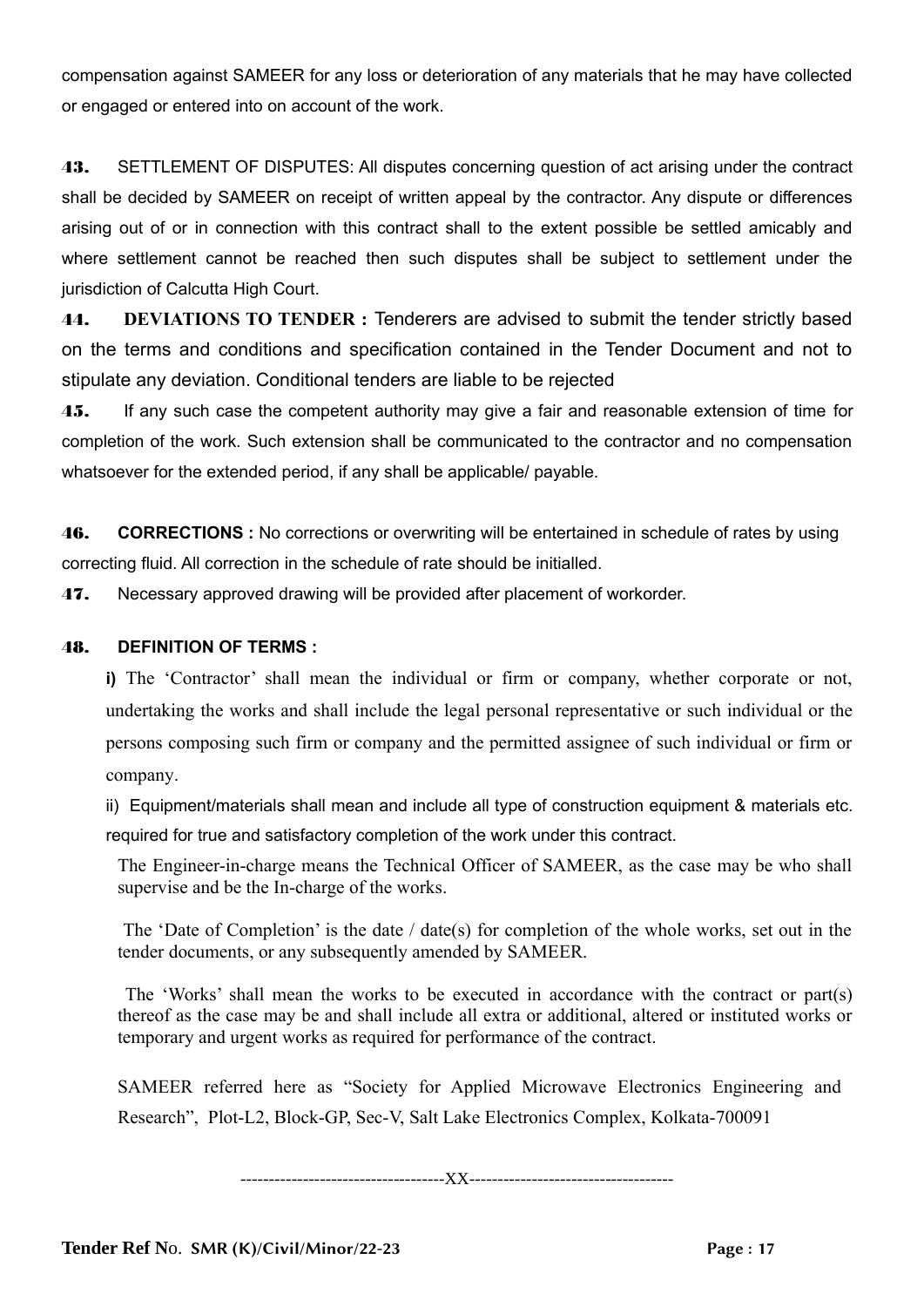compensation against SAMEER for any loss or deterioration of any materials that he may have collected or engaged or entered into on account of the work.

**43.** SETTLEMENT OF DISPUTES: All disputes concerning question of act arising under the contract shall be decided by SAMEER on receipt of written appeal by the contractor. Any dispute or differences arising out of or in connection with this contract shall to the extent possible be settled amicably and where settlement cannot be reached then such disputes shall be subject to settlement under the jurisdiction of Calcutta High Court.

**44.** **DEVIATIONS TO TENDER :** Tenderers are advised to submit the tender strictly based on the terms and conditions and specification contained in the Tender Document and not to stipulate any deviation. Conditional tenders are liable to be rejected

**45.** If any such case the competent authority may give a fair and reasonable extension of time for completion of the work. Such extension shall be communicated to the contractor and no compensation whatsoever for the extended period, if any shall be applicable/ payable.

**46.** **CORRECTIONS :** No corrections or overwriting will be entertained in schedule of rates by using correcting fluid. All correction in the schedule of rate should be initialled.

**47.** Necessary approved drawing will be provided after placement of workorder.

**48.** **DEFINITION OF TERMS :**

**i)** The 'Contractor' shall mean the individual or firm or company, whether corporate or not, undertaking the works and shall include the legal personal representative or such individual or the persons composing such firm or company and the permitted assignee of such individual or firm or company.

ii) Equipment/materials shall mean and include all type of construction equipment & materials etc. required for true and satisfactory completion of the work under this contract.

The Engineer-in-charge means the Technical Officer of SAMEER, as the case may be who shall supervise and be the In-charge of the works.

The 'Date of Completion' is the date / date(s) for completion of the whole works, set out in the tender documents, or any subsequently amended by SAMEER.

The 'Works' shall mean the works to be executed in accordance with the contract or part(s) thereof as the case may be and shall include all extra or additional, altered or instituted works or temporary and urgent works as required for performance of the contract.

SAMEER referred here as "Society for Applied Microwave Electronics Engineering and Research", Plot-L2, Block-GP, Sec-V, Salt Lake Electronics Complex, Kolkata-700091

------------------------------------XX------------------------------------

**Tender Ref N**o. **SMR (K)/Civil/Minor/22-23**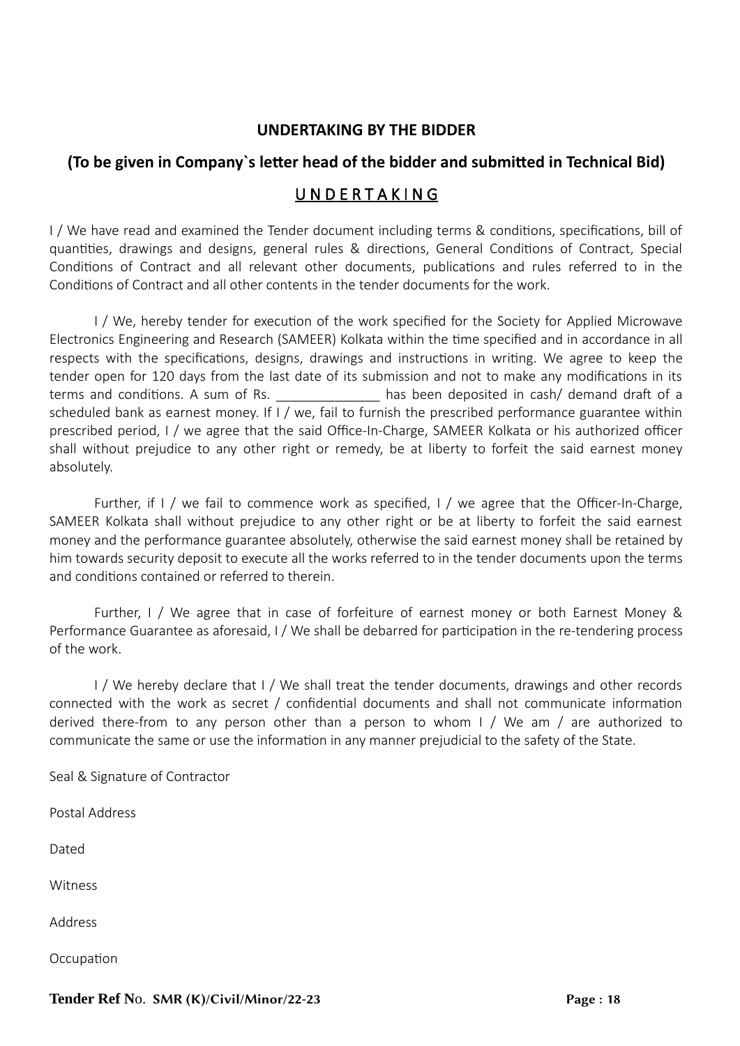## UNDERTAKING BY THE BIDDER

### (To be given in Company`s letter head of the bidder and submitted in Technical Bid)

### U N D E R T A K I N G

I / We have read and examined the Tender document including terms & conditions, specifications, bill of quantities, drawings and designs, general rules & directions, General Conditions of Contract, Special Conditions of Contract and all relevant other documents, publications and rules referred to in the Conditions of Contract and all other contents in the tender documents for the work.

I / We, hereby tender for execution of the work specified for the Society for Applied Microwave Electronics Engineering and Research (SAMEER) Kolkata within the time specified and in accordance in all respects with the specifications, designs, drawings and instructions in writing. We agree to keep the tender open for 120 days from the last date of its submission and not to make any modifications in its terms and conditions. A sum of Rs. ______________ has been deposited in cash/ demand draft of a scheduled bank as earnest money. If I / we, fail to furnish the prescribed performance guarantee within prescribed period, I / we agree that the said Office-In-Charge, SAMEER Kolkata or his authorized officer shall without prejudice to any other right or remedy, be at liberty to forfeit the said earnest money absolutely.

Further, if I / we fail to commence work as specified, I / we agree that the Officer-In-Charge, SAMEER Kolkata shall without prejudice to any other right or be at liberty to forfeit the said earnest money and the performance guarantee absolutely, otherwise the said earnest money shall be retained by him towards security deposit to execute all the works referred to in the tender documents upon the terms and conditions contained or referred to therein.

Further, I / We agree that in case of forfeiture of earnest money or both Earnest Money & Performance Guarantee as aforesaid, I / We shall be debarred for participation in the re-tendering process of the work.

I / We hereby declare that I / We shall treat the tender documents, drawings and other records connected with the work as secret / confidential documents and shall not communicate information derived there-from to any person other than a person to whom I / We am / are authorized to communicate the same or use the information in any manner prejudicial to the safety of the State.

Seal & Signature of Contractor

Postal Address

Dated

Witness

Address

Occupation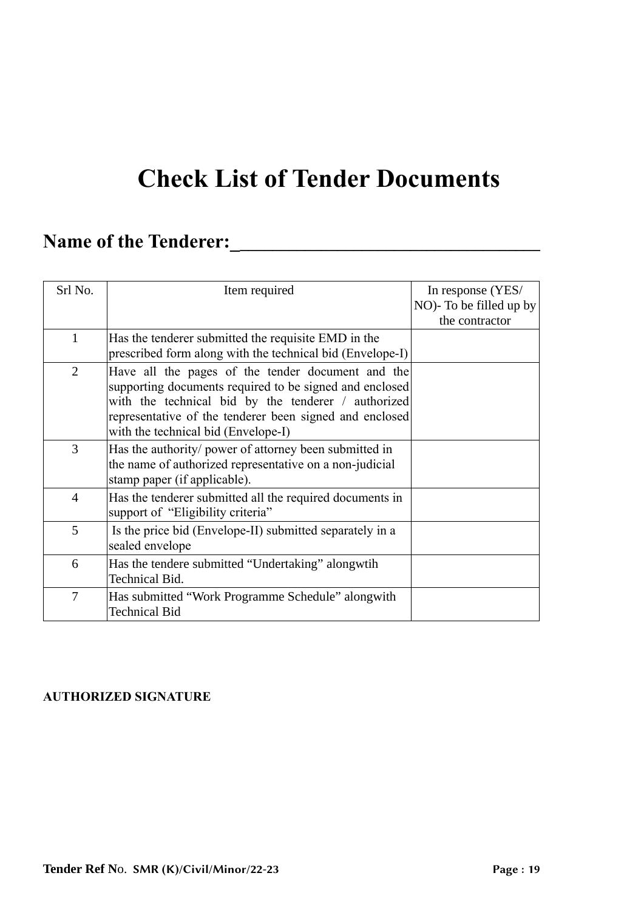# Check List of Tender Documents

## Name of the Tenderer:________________________________

| Srl No. | Item required | In response (YES/ NO)- To be filled up by the contractor |
|---|---|---|
| 1 | Has the tenderer submitted the requisite EMD in the prescribed form along with the technical bid (Envelope-I) | |
| 2 | Have all the pages of the tender document and the supporting documents required to be signed and enclosed with the technical bid by the tenderer / authorized representative of the tenderer been signed and enclosed with the technical bid (Envelope-I) | |
| 3 | Has the authority/ power of attorney been submitted in the name of authorized representative on a non-judicial stamp paper (if applicable). | |
| 4 | Has the tenderer submitted all the required documents in support of "Eligibility criteria" | |
| 5 | Is the price bid (Envelope-II) submitted separately in a sealed envelope | |
| 6 | Has the tendere submitted "Undertaking" alongwtih Technical Bid. | |
| 7 | Has submitted "Work Programme Schedule" alongwith Technical Bid | |

**AUTHORIZED SIGNATURE**

**Tender Ref No. SMR (K)/Civil/Minor/22-23**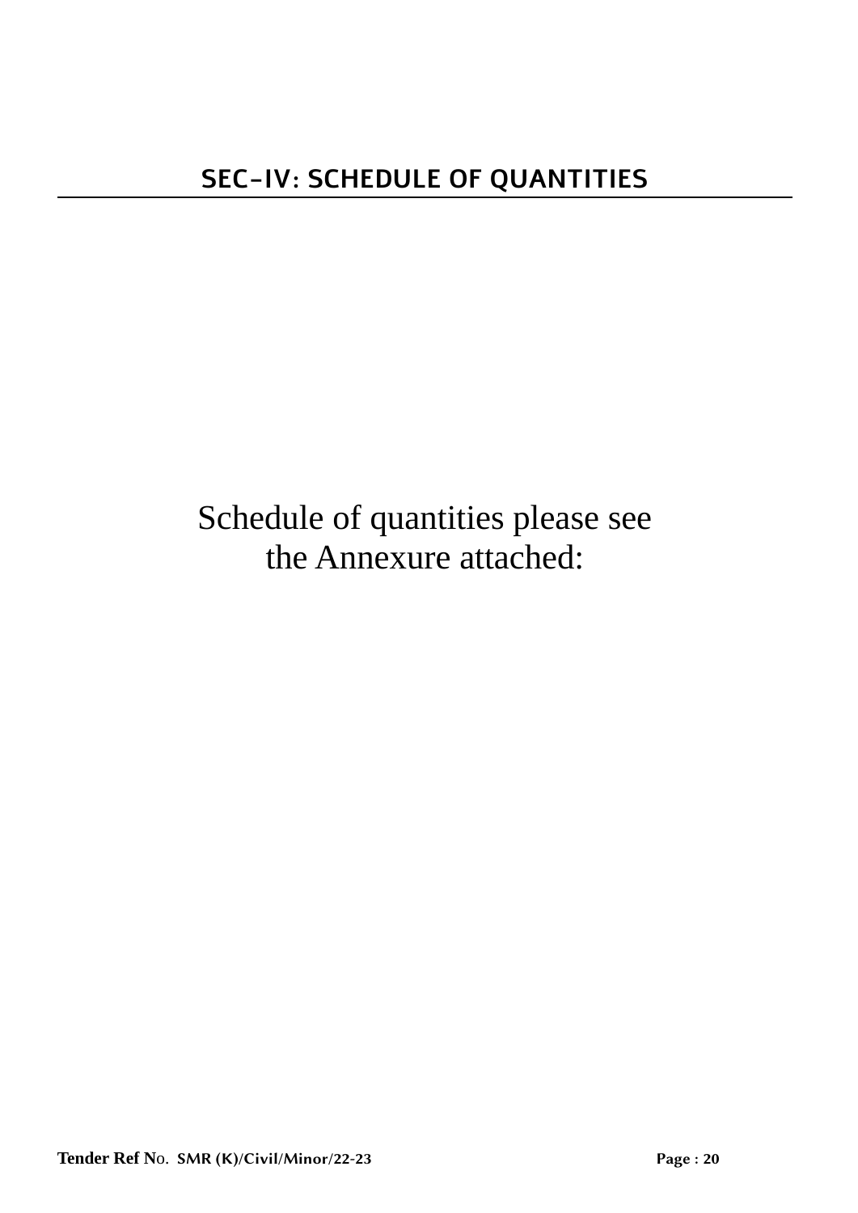# SEC-IV: SCHEDULE OF QUANTITIES

Schedule of quantities please see the Annexure attached: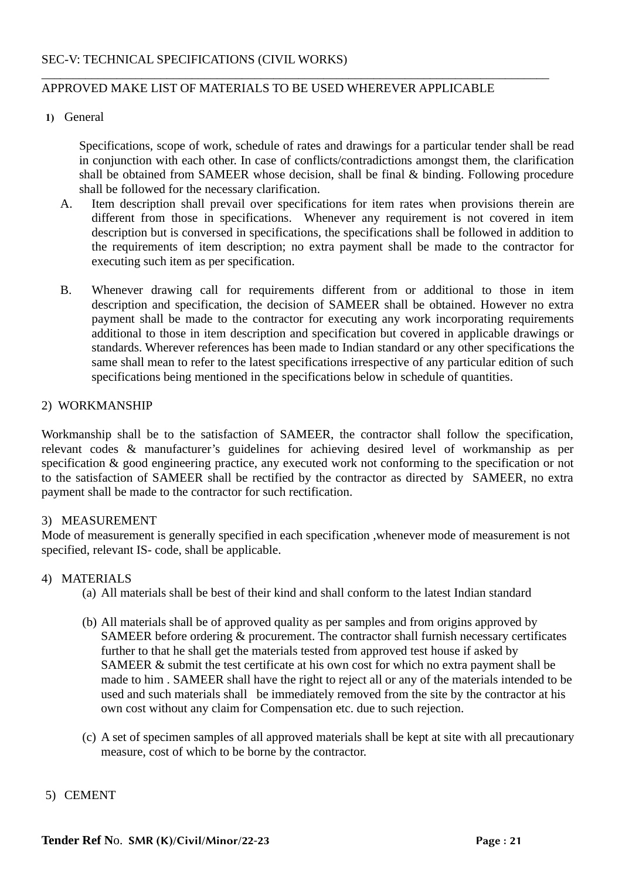SEC-V: TECHNICAL SPECIFICATIONS (CIVIL WORKS)

---

APPROVED MAKE LIST OF MATERIALS TO BE USED WHEREVER APPLICABLE

**1)** General

Specifications, scope of work, schedule of rates and drawings for a particular tender shall be read in conjunction with each other. In case of conflicts/contradictions amongst them, the clarification shall be obtained from SAMEER whose decision, shall be final & binding. Following procedure shall be followed for the necessary clarification.

A. Item description shall prevail over specifications for item rates when provisions therein are different from those in specifications. Whenever any requirement is not covered in item description but is conversed in specifications, the specifications shall be followed in addition to the requirements of item description; no extra payment shall be made to the contractor for executing such item as per specification.

B. Whenever drawing call for requirements different from or additional to those in item description and specification, the decision of SAMEER shall be obtained. However no extra payment shall be made to the contractor for executing any work incorporating requirements additional to those in item description and specification but covered in applicable drawings or standards. Wherever references has been made to Indian standard or any other specifications the same shall mean to refer to the latest specifications irrespective of any particular edition of such specifications being mentioned in the specifications below in schedule of quantities.

2) WORKMANSHIP

Workmanship shall be to the satisfaction of SAMEER, the contractor shall follow the specification, relevant codes & manufacturer's guidelines for achieving desired level of workmanship as per specification & good engineering practice, any executed work not conforming to the specification or not to the satisfaction of SAMEER shall be rectified by the contractor as directed by SAMEER, no extra payment shall be made to the contractor for such rectification.

3) MEASUREMENT

Mode of measurement is generally specified in each specification ,whenever mode of measurement is not specified, relevant IS- code, shall be applicable.

4) MATERIALS

(a) All materials shall be best of their kind and shall conform to the latest Indian standard

(b) All materials shall be of approved quality as per samples and from origins approved by SAMEER before ordering & procurement. The contractor shall furnish necessary certificates further to that he shall get the materials tested from approved test house if asked by SAMEER & submit the test certificate at his own cost for which no extra payment shall be made to him . SAMEER shall have the right to reject all or any of the materials intended to be used and such materials shall be immediately removed from the site by the contractor at his own cost without any claim for Compensation etc. due to such rejection.

(c) A set of specimen samples of all approved materials shall be kept at site with all precautionary measure, cost of which to be borne by the contractor.

5) CEMENT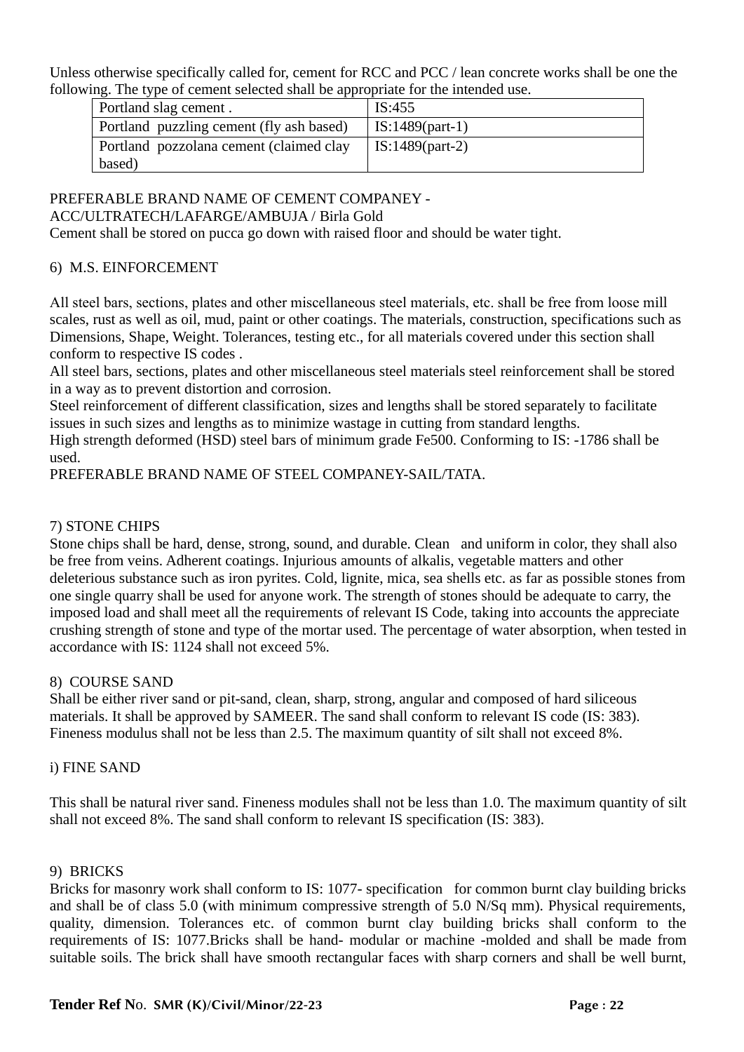Unless otherwise specifically called for, cement for RCC and PCC / lean concrete works shall be one the following. The type of cement selected shall be appropriate for the intended use.

| Portland slag cement . | IS:455 |
|---|---|
| Portland puzzling cement (fly ash based) | IS:1489(part-1) |
| Portland pozzolana cement (claimed clay based) | IS:1489(part-2) |

PREFERABLE BRAND NAME OF CEMENT COMPANEY - ACC/ULTRATECH/LAFARGE/AMBUJA / Birla Gold
Cement shall be stored on pucca go down with raised floor and should be water tight.

6) M.S. EINFORCEMENT

All steel bars, sections, plates and other miscellaneous steel materials, etc. shall be free from loose mill scales, rust as well as oil, mud, paint or other coatings. The materials, construction, specifications such as Dimensions, Shape, Weight. Tolerances, testing etc., for all materials covered under this section shall conform to respective IS codes .
All steel bars, sections, plates and other miscellaneous steel materials steel reinforcement shall be stored in a way as to prevent distortion and corrosion.
Steel reinforcement of different classification, sizes and lengths shall be stored separately to facilitate issues in such sizes and lengths as to minimize wastage in cutting from standard lengths.
High strength deformed (HSD) steel bars of minimum grade Fe500. Conforming to IS: -1786 shall be used.
PREFERABLE BRAND NAME OF STEEL COMPANEY-SAIL/TATA.

7) STONE CHIPS
Stone chips shall be hard, dense, strong, sound, and durable. Clean and uniform in color, they shall also be free from veins. Adherent coatings. Injurious amounts of alkalis, vegetable matters and other deleterious substance such as iron pyrites. Cold, lignite, mica, sea shells etc. as far as possible stones from one single quarry shall be used for anyone work. The strength of stones should be adequate to carry, the imposed load and shall meet all the requirements of relevant IS Code, taking into accounts the appreciate crushing strength of stone and type of the mortar used. The percentage of water absorption, when tested in accordance with IS: 1124 shall not exceed 5%.

8) COURSE SAND
Shall be either river sand or pit-sand, clean, sharp, strong, angular and composed of hard siliceous materials. It shall be approved by SAMEER. The sand shall conform to relevant IS code (IS: 383). Fineness modulus shall not be less than 2.5. The maximum quantity of silt shall not exceed 8%.

i) FINE SAND

This shall be natural river sand. Fineness modules shall not be less than 1.0. The maximum quantity of silt shall not exceed 8%. The sand shall conform to relevant IS specification (IS: 383).

9) BRICKS
Bricks for masonry work shall conform to IS: 1077- specification for common burnt clay building bricks and shall be of class 5.0 (with minimum compressive strength of 5.0 N/Sq mm). Physical requirements, quality, dimension. Tolerances etc. of common burnt clay building bricks shall conform to the requirements of IS: 1077.Bricks shall be hand- modular or machine -molded and shall be made from suitable soils. The brick shall have smooth rectangular faces with sharp corners and shall be well burnt,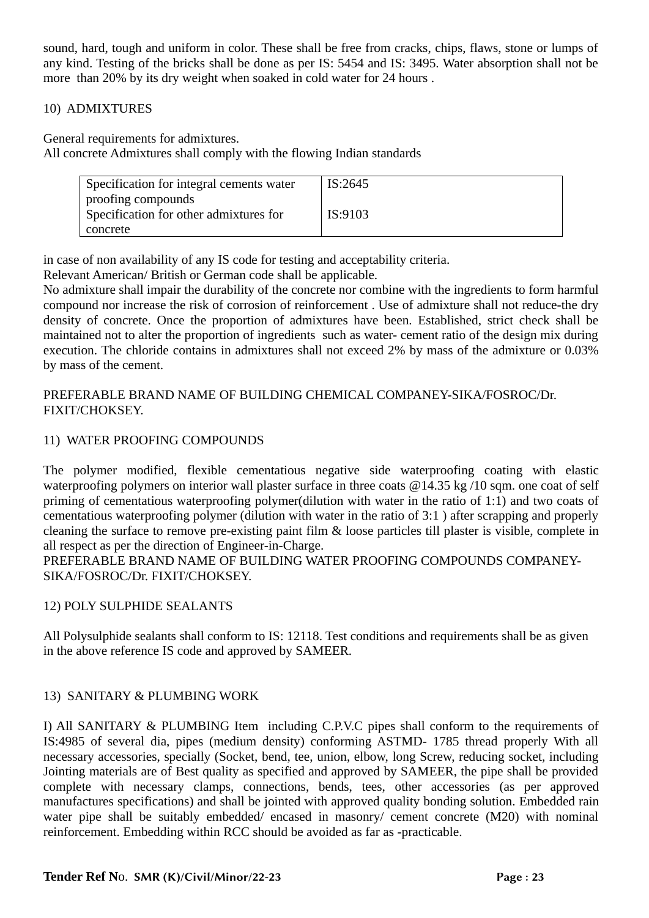sound, hard, tough and uniform in color. These shall be free from cracks, chips, flaws, stone or lumps of any kind. Testing of the bricks shall be done as per IS: 5454 and IS: 3495. Water absorption shall not be more than 20% by its dry weight when soaked in cold water for 24 hours .

10) ADMIXTURES

General requirements for admixtures.
All concrete Admixtures shall comply with the flowing Indian standards

| Specification for integral cements water proofing compounds | IS:2645 |
|---|---|
| Specification for other admixtures for concrete | IS:9103 |

in case of non availability of any IS code for testing and acceptability criteria.
Relevant American/ British or German code shall be applicable.
No admixture shall impair the durability of the concrete nor combine with the ingredients to form harmful compound nor increase the risk of corrosion of reinforcement . Use of admixture shall not reduce-the dry density of concrete. Once the proportion of admixtures have been. Established, strict check shall be maintained not to alter the proportion of ingredients such as water- cement ratio of the design mix during execution. The chloride contains in admixtures shall not exceed 2% by mass of the admixture or 0.03% by mass of the cement.

PREFERABLE BRAND NAME OF BUILDING CHEMICAL COMPANEY-SIKA/FOSROC/Dr. FIXIT/CHOKSEY.

11) WATER PROOFING COMPOUNDS

The polymer modified, flexible cementatious negative side waterproofing coating with elastic waterproofing polymers on interior wall plaster surface in three coats @14.35 kg /10 sqm. one coat of self priming of cementatious waterproofing polymer(dilution with water in the ratio of 1:1) and two coats of cementatious waterproofing polymer (dilution with water in the ratio of 3:1 ) after scrapping and properly cleaning the surface to remove pre-existing paint film & loose particles till plaster is visible, complete in all respect as per the direction of Engineer-in-Charge.
PREFERABLE BRAND NAME OF BUILDING WATER PROOFING COMPOUNDS COMPANEY-SIKA/FOSROC/Dr. FIXIT/CHOKSEY.

12) POLY SULPHIDE SEALANTS

All Polysulphide sealants shall conform to IS: 12118. Test conditions and requirements shall be as given in the above reference IS code and approved by SAMEER.

13) SANITARY & PLUMBING WORK

I) All SANITARY & PLUMBING Item including C.P.V.C pipes shall conform to the requirements of IS:4985 of several dia, pipes (medium density) conforming ASTMD- 1785 thread properly With all necessary accessories, specially (Socket, bend, tee, union, elbow, long Screw, reducing socket, including Jointing materials are of Best quality as specified and approved by SAMEER, the pipe shall be provided complete with necessary clamps, connections, bends, tees, other accessories (as per approved manufactures specifications) and shall be jointed with approved quality bonding solution. Embedded rain water pipe shall be suitably embedded/ encased in masonry/ cement concrete (M20) with nominal reinforcement. Embedding within RCC should be avoided as far as -practicable.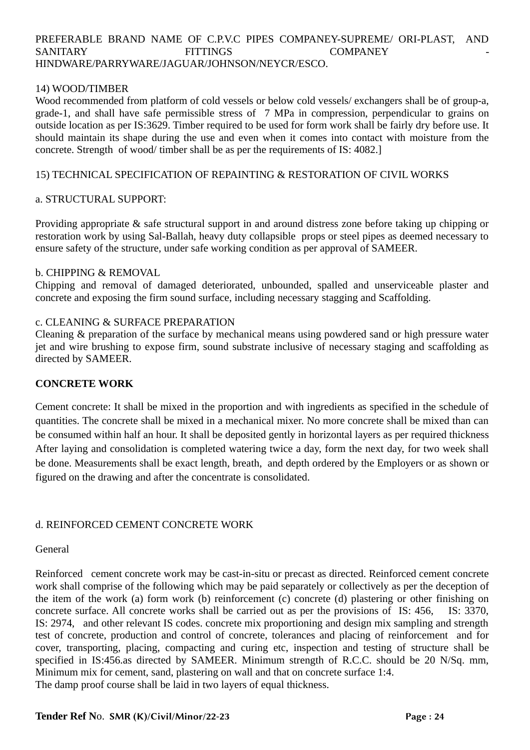PREFERABLE BRAND NAME OF C.P.V.C PIPES COMPANEY-SUPREME/ ORI-PLAST, AND SANITARY FITTINGS COMPANEY - HINDWARE/PARRYWARE/JAGUAR/JOHNSON/NEYCR/ESCO.

14) WOOD/TIMBER

Wood recommended from platform of cold vessels or below cold vessels/ exchangers shall be of group-a, grade-1, and shall have safe permissible stress of 7 MPa in compression, perpendicular to grains on outside location as per IS:3629. Timber required to be used for form work shall be fairly dry before use. It should maintain its shape during the use and even when it comes into contact with moisture from the concrete. Strength of wood/ timber shall be as per the requirements of IS: 4082.]

15) TECHNICAL SPECIFICATION OF REPAINTING & RESTORATION OF CIVIL WORKS

a. STRUCTURAL SUPPORT:

Providing appropriate & safe structural support in and around distress zone before taking up chipping or restoration work by using Sal-Ballah, heavy duty collapsible props or steel pipes as deemed necessary to ensure safety of the structure, under safe working condition as per approval of SAMEER.

b. CHIPPING & REMOVAL

Chipping and removal of damaged deteriorated, unbounded, spalled and unserviceable plaster and concrete and exposing the firm sound surface, including necessary stagging and Scaffolding.

c. CLEANING & SURFACE PREPARATION

Cleaning & preparation of the surface by mechanical means using powdered sand or high pressure water jet and wire brushing to expose firm, sound substrate inclusive of necessary staging and scaffolding as directed by SAMEER.

**CONCRETE WORK**

Cement concrete: It shall be mixed in the proportion and with ingredients as specified in the schedule of quantities. The concrete shall be mixed in a mechanical mixer. No more concrete shall be mixed than can be consumed within half an hour. It shall be deposited gently in horizontal layers as per required thickness After laying and consolidation is completed watering twice a day, form the next day, for two week shall be done. Measurements shall be exact length, breath, and depth ordered by the Employers or as shown or figured on the drawing and after the concentrate is consolidated.

d. REINFORCED CEMENT CONCRETE WORK

General

Reinforced cement concrete work may be cast-in-situ or precast as directed. Reinforced cement concrete work shall comprise of the following which may be paid separately or collectively as per the deception of the item of the work (a) form work (b) reinforcement (c) concrete (d) plastering or other finishing on concrete surface. All concrete works shall be carried out as per the provisions of IS: 456, IS: 3370, IS: 2974, and other relevant IS codes. concrete mix proportioning and design mix sampling and strength test of concrete, production and control of concrete, tolerances and placing of reinforcement and for cover, transporting, placing, compacting and curing etc, inspection and testing of structure shall be specified in IS:456.as directed by SAMEER. Minimum strength of R.C.C. should be 20 N/Sq. mm, Minimum mix for cement, sand, plastering on wall and that on concrete surface 1:4.

The damp proof course shall be laid in two layers of equal thickness.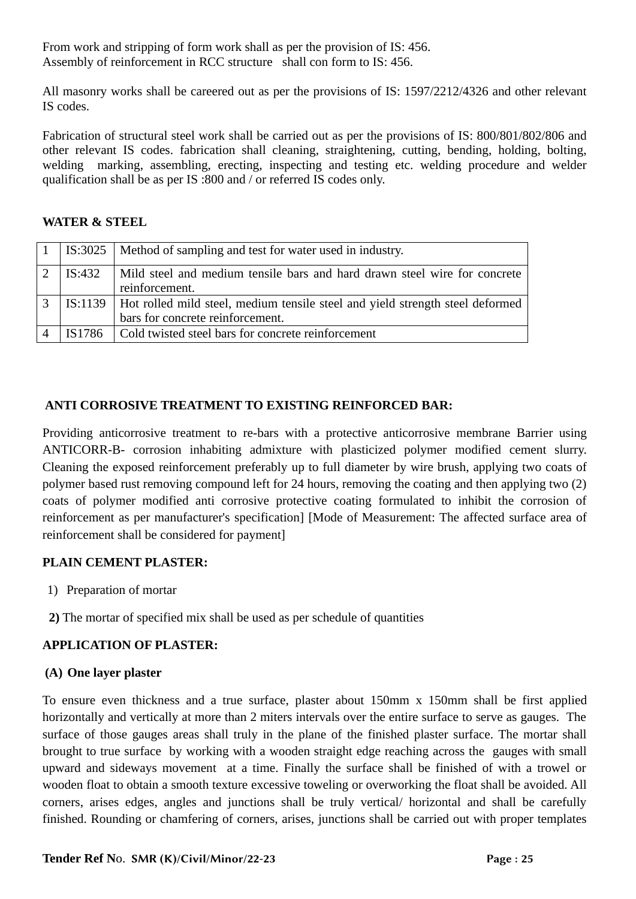From work and stripping of form work shall as per the provision of IS: 456.
Assembly of reinforcement in RCC structure shall con form to IS: 456.

All masonry works shall be careered out as per the provisions of IS: 1597/2212/4326 and other relevant IS codes.

Fabrication of structural steel work shall be carried out as per the provisions of IS: 800/801/802/806 and other relevant IS codes. fabrication shall cleaning, straightening, cutting, bending, holding, bolting, welding marking, assembling, erecting, inspecting and testing etc. welding procedure and welder qualification shall be as per IS :800 and / or referred IS codes only.

**WATER & STEEL**

| | | |
|---|---|---|
| 1 | IS:3025 | Method of sampling and test for water used in industry. |
| 2 | IS:432 | Mild steel and medium tensile bars and hard drawn steel wire for concrete reinforcement. |
| 3 | IS:1139 | Hot rolled mild steel, medium tensile steel and yield strength steel deformed bars for concrete reinforcement. |
| 4 | IS1786 | Cold twisted steel bars for concrete reinforcement |

**ANTI CORROSIVE TREATMENT TO EXISTING REINFORCED BAR:**

Providing anticorrosive treatment to re-bars with a protective anticorrosive membrane Barrier using ANTICORR-B- corrosion inhabiting admixture with plasticized polymer modified cement slurry. Cleaning the exposed reinforcement preferably up to full diameter by wire brush, applying two coats of polymer based rust removing compound left for 24 hours, removing the coating and then applying two (2) coats of polymer modified anti corrosive protective coating formulated to inhibit the corrosion of reinforcement as per manufacturer's specification] [Mode of Measurement: The affected surface area of reinforcement shall be considered for payment]

**PLAIN CEMENT PLASTER:**

1) Preparation of mortar

**2)** The mortar of specified mix shall be used as per schedule of quantities

**APPLICATION OF PLASTER:**

**(A) One layer plaster**

To ensure even thickness and a true surface, plaster about 150mm x 150mm shall be first applied horizontally and vertically at more than 2 miters intervals over the entire surface to serve as gauges. The surface of those gauges areas shall truly in the plane of the finished plaster surface. The mortar shall brought to true surface by working with a wooden straight edge reaching across the gauges with small upward and sideways movement at a time. Finally the surface shall be finished of with a trowel or wooden float to obtain a smooth texture excessive toweling or overworking the float shall be avoided. All corners, arises edges, angles and junctions shall be truly vertical/ horizontal and shall be carefully finished. Rounding or chamfering of corners, arises, junctions shall be carried out with proper templates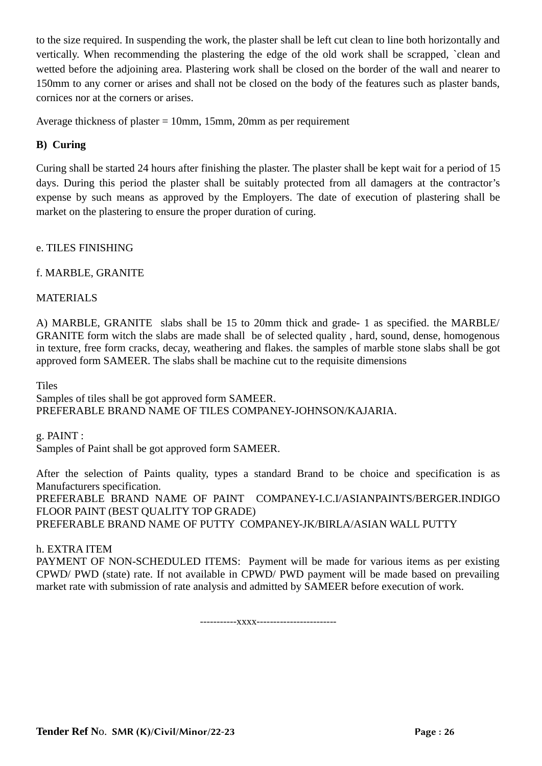to the size required. In suspending the work, the plaster shall be left cut clean to line both horizontally and vertically. When recommending the plastering the edge of the old work shall be scrapped, `clean and wetted before the adjoining area. Plastering work shall be closed on the border of the wall and nearer to 150mm to any corner or arises and shall not be closed on the body of the features such as plaster bands, cornices nor at the corners or arises.

Average thickness of plaster = 10mm, 15mm, 20mm as per requirement

**B) Curing**

Curing shall be started 24 hours after finishing the plaster. The plaster shall be kept wait for a period of 15 days. During this period the plaster shall be suitably protected from all damagers at the contractor's expense by such means as approved by the Employers. The date of execution of plastering shall be market on the plastering to ensure the proper duration of curing.

e. TILES FINISHING

f. MARBLE, GRANITE

MATERIALS

A) MARBLE, GRANITE slabs shall be 15 to 20mm thick and grade- 1 as specified. the MARBLE/ GRANITE form witch the slabs are made shall be of selected quality , hard, sound, dense, homogenous in texture, free form cracks, decay, weathering and flakes. the samples of marble stone slabs shall be got approved form SAMEER. The slabs shall be machine cut to the requisite dimensions

Tiles
Samples of tiles shall be got approved form SAMEER.
PREFERABLE BRAND NAME OF TILES COMPANEY-JOHNSON/KAJARIA.

g. PAINT :
Samples of Paint shall be got approved form SAMEER.

After the selection of Paints quality, types a standard Brand to be choice and specification is as Manufacturers specification.
PREFERABLE BRAND NAME OF PAINT COMPANEY-I.C.I/ASIANPAINTS/BERGER.INDIGO FLOOR PAINT (BEST QUALITY TOP GRADE)
PREFERABLE BRAND NAME OF PUTTY COMPANEY-JK/BIRLA/ASIAN WALL PUTTY

h. EXTRA ITEM
PAYMENT OF NON-SCHEDULED ITEMS: Payment will be made for various items as per existing CPWD/ PWD (state) rate. If not available in CPWD/ PWD payment will be made based on prevailing market rate with submission of rate analysis and admitted by SAMEER before execution of work.

-----------xxxx-----------------------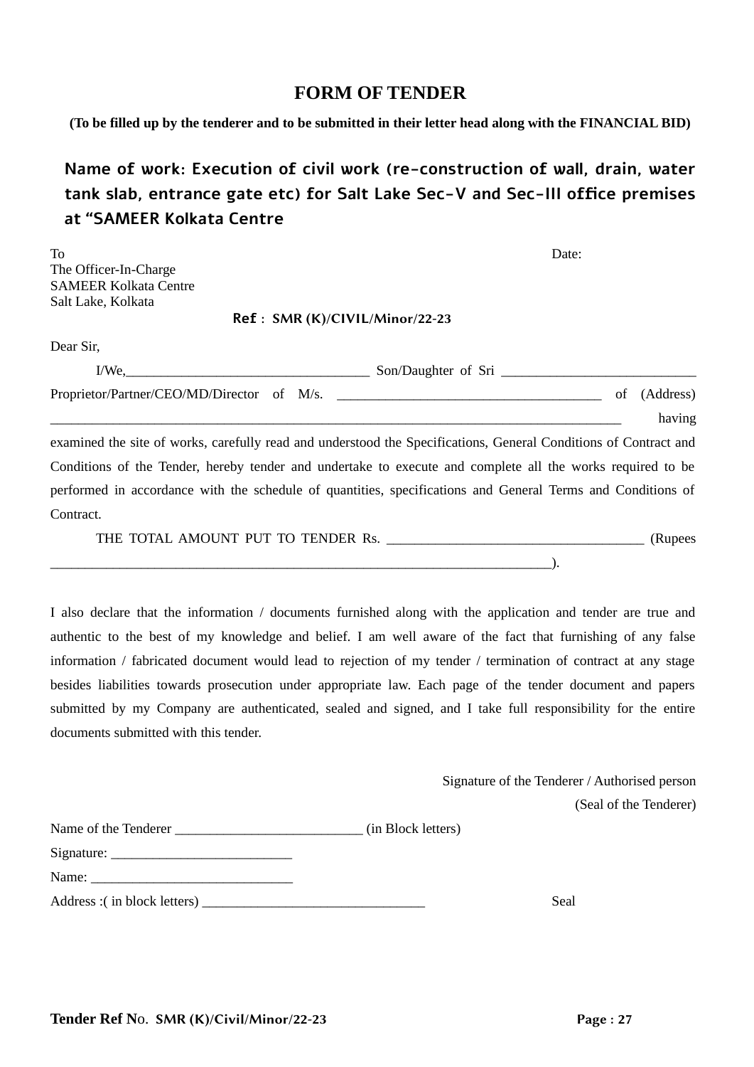# FORM OF TENDER

**(To be filled up by the tenderer and to be submitted in their letter head along with the FINANCIAL BID)**

**Name of work: Execution of civil work (re-construction of wall, drain, water tank slab, entrance gate etc) for Salt Lake Sec-V and Sec-III office premises at "SAMEER Kolkata Centre**

To Date:

The Officer-In-Charge
SAMEER Kolkata Centre
Salt Lake, Kolkata

**Ref** : SMR (K)/CIVIL/Minor/22-23

Dear Sir,

I/We,___________________________________ Son/Daughter of Sri ___________________________ Proprietor/Partner/CEO/MD/Director of M/s. ______________________________________ of (Address) _________________________________________________________________________________ having examined the site of works, carefully read and understood the Specifications, General Conditions of Contract and Conditions of the Tender, hereby tender and undertake to execute and complete all the works required to be performed in accordance with the schedule of quantities, specifications and General Terms and Conditions of Contract.

THE TOTAL AMOUNT PUT TO TENDER Rs. ____________________________________ (Rupees _________________________________________________________________________).

I also declare that the information / documents furnished along with the application and tender are true and authentic to the best of my knowledge and belief. I am well aware of the fact that furnishing of any false information / fabricated document would lead to rejection of my tender / termination of contract at any stage besides liabilities towards prosecution under appropriate law. Each page of the tender document and papers submitted by my Company are authenticated, sealed and signed, and I take full responsibility for the entire documents submitted with this tender.

Signature of the Tenderer / Authorised person
(Seal of the Tenderer)

Name of the Tenderer __________________________ (in Block letters)

Signature: _________________________

Name: ____________________________

Address :( in block letters) ________________________________ Seal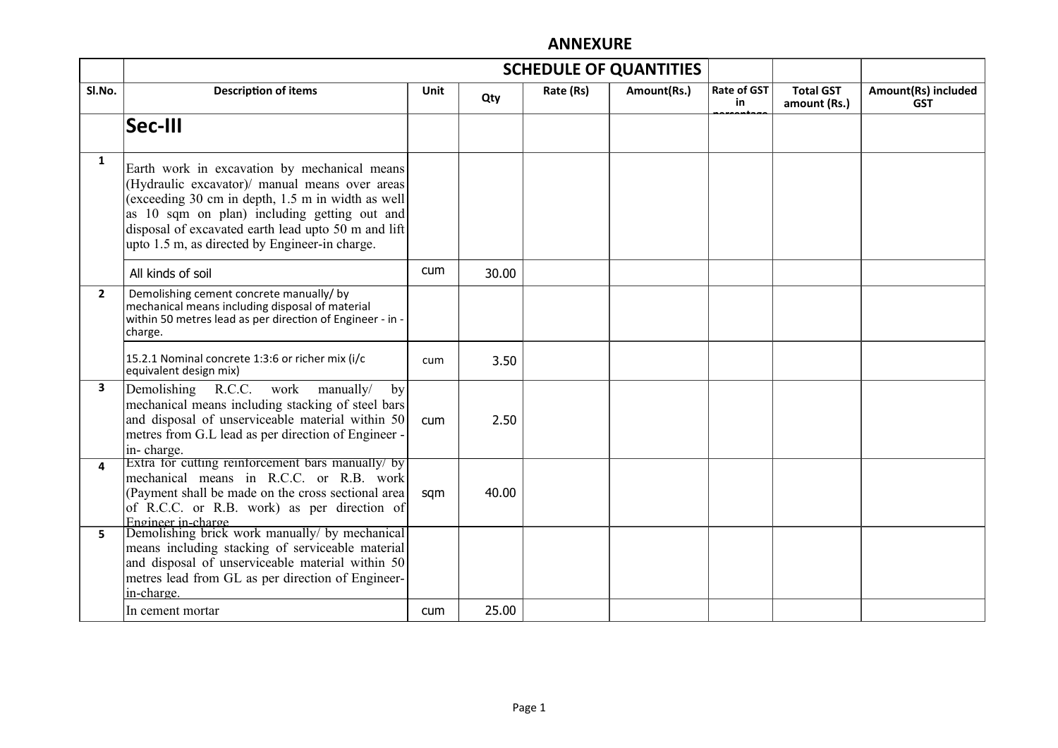## ANNEXURE

| Sl.No. | SCHEDULE OF QUANTITIES | | | | | | | |
|---|---|---|---|---|---|---|---|---|
| | Description of items | Unit | Qty | Rate (Rs) | Amount(Rs.) | Rate of GST in percentage | Total GST amount (Rs.) | Amount(Rs) included GST |
| | **Sec-III** | | | | | | | |
| 1 | Earth work in excavation by mechanical means (Hydraulic excavator)/ manual means over areas (exceeding 30 cm in depth, 1.5 m in width as well as 10 sqm on plan) including getting out and disposal of excavated earth lead upto 50 m and lift upto 1.5 m, as directed by Engineer-in charge. | | | | | | | |
| | All kinds of soil | cum | 30.00 | | | | | |
| 2 | Demolishing cement concrete manually/ by mechanical means including disposal of material within 50 metres lead as per direction of Engineer - in - charge. | | | | | | | |
| | 15.2.1 Nominal concrete 1:3:6 or richer mix (i/c equivalent design mix) | cum | 3.50 | | | | | |
| 3 | Demolishing R.C.C. work manually/ by mechanical means including stacking of steel bars and disposal of unserviceable material within 50 metres from G.L lead as per direction of Engineer - in- charge. | cum | 2.50 | | | | | |
| 4 | Extra for cutting reinforcement bars manually/ by mechanical means in R.C.C. or R.B. work (Payment shall be made on the cross sectional area of R.C.C. or R.B. work) as per direction of Engineer in-charge | sqm | 40.00 | | | | | |
| 5 | Demolishing brick work manually/ by mechanical means including stacking of serviceable material and disposal of unserviceable material within 50 metres lead from GL as per direction of Engineer-in-charge. | | | | | | | |
| | In cement mortar | cum | 25.00 | | | | | |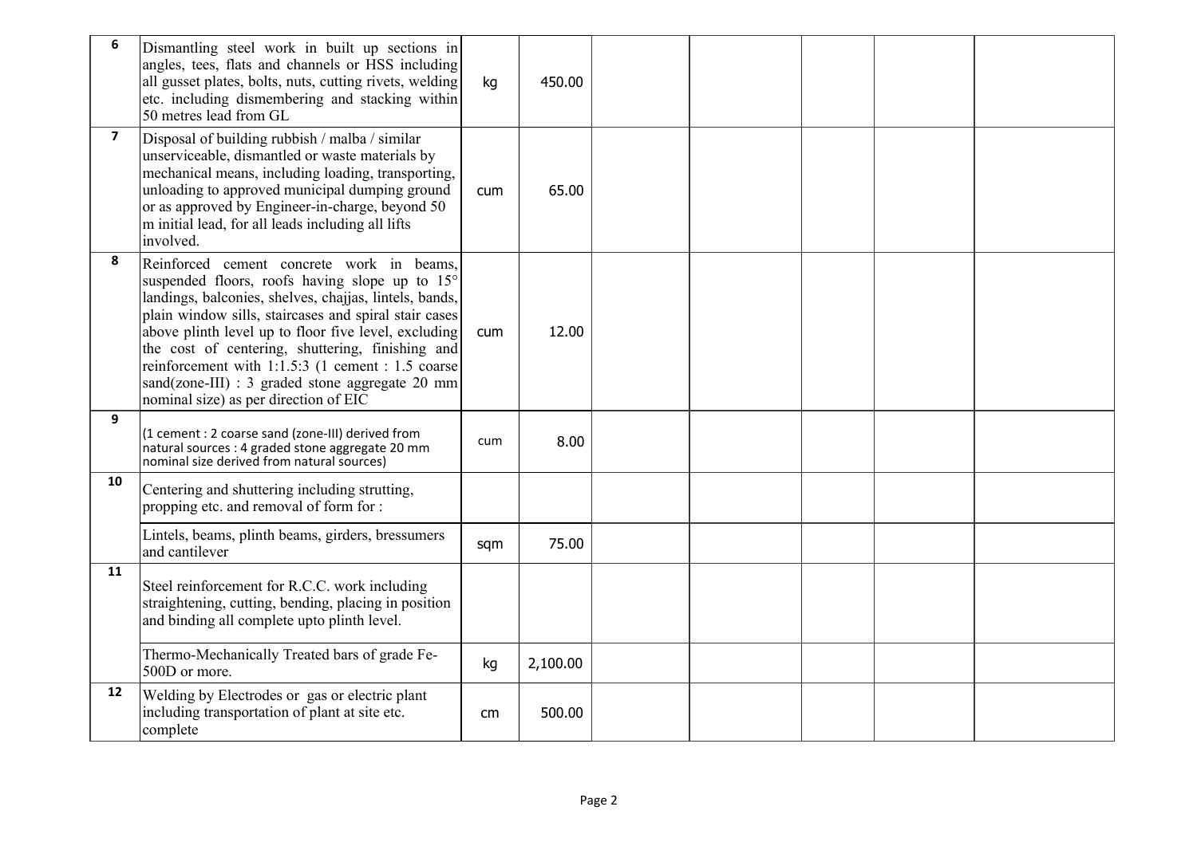| 6 | Dismantling steel work in built up sections in angles, tees, flats and channels or HSS including all gusset plates, bolts, nuts, cutting rivets, welding etc. including dismembering and stacking within 50 metres lead from GL | kg | 450.00 | | | | | |
|---|---|---|---|---|---|---|---|---|
| 7 | Disposal of building rubbish / malba / similar unserviceable, dismantled or waste materials by mechanical means, including loading, transporting, unloading to approved municipal dumping ground or as approved by Engineer-in-charge, beyond 50 m initial lead, for all leads including all lifts involved. | cum | 65.00 | | | | | |
| 8 | Reinforced cement concrete work in beams, suspended floors, roofs having slope up to 15° landings, balconies, shelves, chajjas, lintels, bands, plain window sills, staircases and spiral stair cases above plinth level up to floor five level, excluding the cost of centering, shuttering, finishing and reinforcement with 1:1.5:3 (1 cement : 1.5 coarse sand(zone-III) : 3 graded stone aggregate 20 mm nominal size) as per direction of EIC | cum | 12.00 | | | | | |
| 9 | (1 cement : 2 coarse sand (zone-III) derived from natural sources : 4 graded stone aggregate 20 mm nominal size derived from natural sources) | cum | 8.00 | | | | | |
| 10 | Centering and shuttering including strutting, propping etc. and removal of form for : | | | | | | | |
| | Lintels, beams, plinth beams, girders, bressumers and cantilever | sqm | 75.00 | | | | | |
| 11 | Steel reinforcement for R.C.C. work including straightening, cutting, bending, placing in position and binding all complete upto plinth level. | | | | | | | |
| | Thermo-Mechanically Treated bars of grade Fe-500D or more. | kg | 2,100.00 | | | | | |
| 12 | Welding by Electrodes or gas or electric plant including transportation of plant at site etc. complete | cm | 500.00 | | | | | |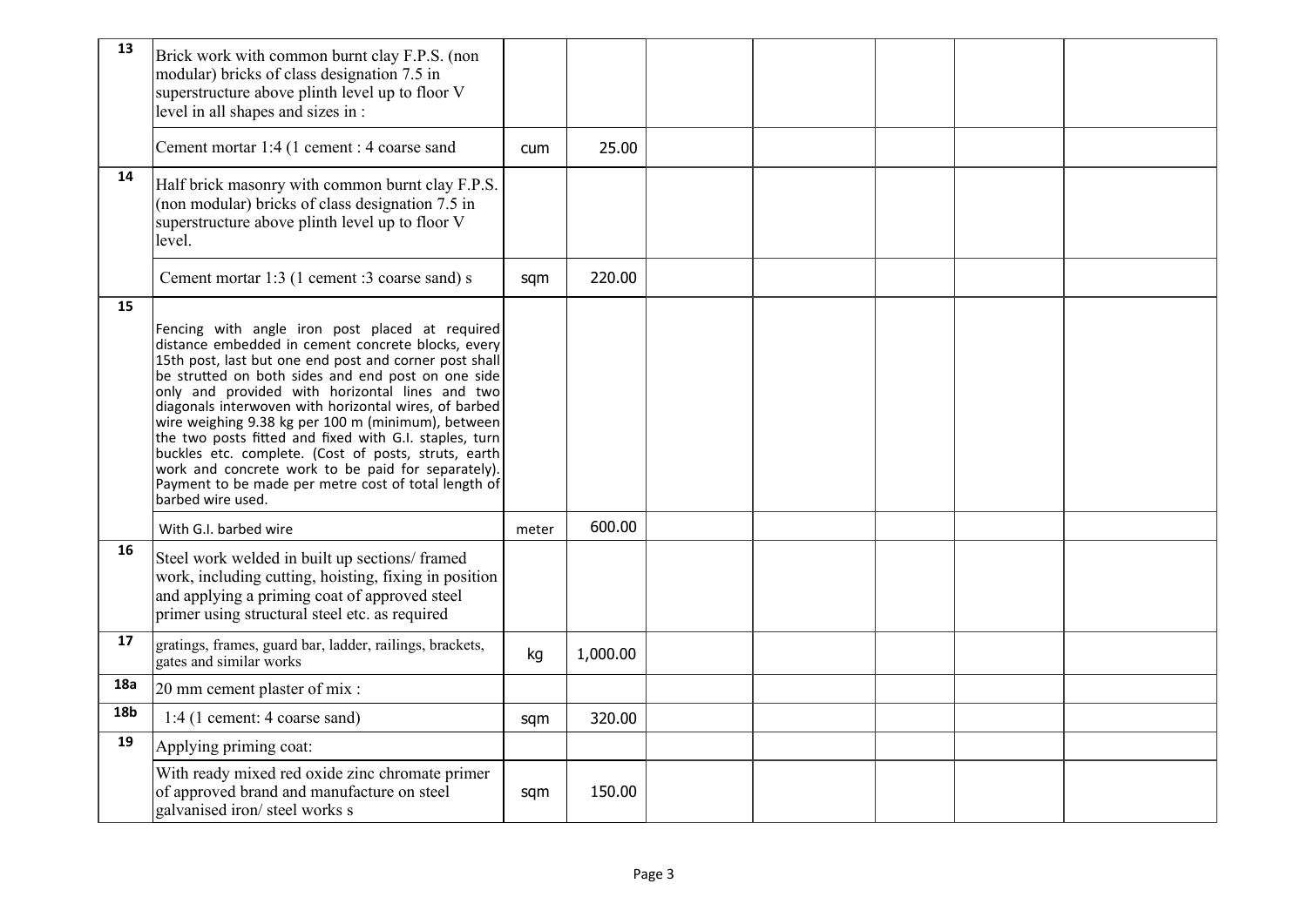| 13 | Brick work with common burnt clay F.P.S. (non modular) bricks of class designation 7.5 in superstructure above plinth level up to floor V level in all shapes and sizes in : | | | | | | | |
|---|---|---|---|---|---|---|---|---|
| | Cement mortar 1:4 (1 cement : 4 coarse sand | cum | 25.00 | | | | | |
| 14 | Half brick masonry with common burnt clay F.P.S. (non modular) bricks of class designation 7.5 in superstructure above plinth level up to floor V level. | | | | | | | |
| | Cement mortar 1:3 (1 cement :3 coarse sand) s | sqm | 220.00 | | | | | |
| 15 | Fencing with angle iron post placed at required distance embedded in cement concrete blocks, every 15th post, last but one end post and corner post shall be strutted on both sides and end post on one side only and provided with horizontal lines and two diagonals interwoven with horizontal wires, of barbed wire weighing 9.38 kg per 100 m (minimum), between the two posts fitted and fixed with G.I. staples, turn buckles etc. complete. (Cost of posts, struts, earth work and concrete work to be paid for separately). Payment to be made per metre cost of total length of barbed wire used. | | | | | | | |
| | With G.I. barbed wire | meter | 600.00 | | | | | |
| 16 | Steel work welded in built up sections/ framed work, including cutting, hoisting, fixing in position and applying a priming coat of approved steel primer using structural steel etc. as required | | | | | | | |
| 17 | gratings, frames, guard bar, ladder, railings, brackets, gates and similar works | kg | 1,000.00 | | | | | |
| 18a | 20 mm cement plaster of mix : | | | | | | | |
| 18b | 1:4 (1 cement: 4 coarse sand) | sqm | 320.00 | | | | | |
| 19 | Applying priming coat: | | | | | | | |
| | With ready mixed red oxide zinc chromate primer of approved brand and manufacture on steel galvanised iron/ steel works s | sqm | 150.00 | | | | | |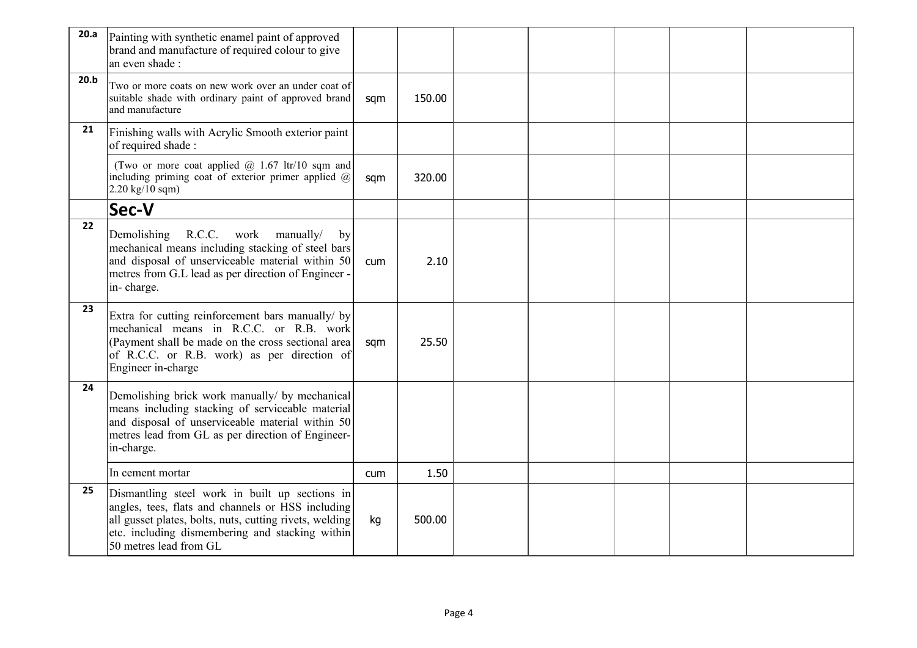| 20.a | Painting with synthetic enamel paint of approved brand and manufacture of required colour to give an even shade : | | | | | | | |
|---|---|---|---|---|---|---|---|---|
| 20.b | Two or more coats on new work over an under coat of suitable shade with ordinary paint of approved brand and manufacture | sqm | 150.00 | | | | | |
| 21 | Finishing walls with Acrylic Smooth exterior paint of required shade : | | | | | | | |
| | (Two or more coat applied @ 1.67 ltr/10 sqm and including priming coat of exterior primer applied @ 2.20 kg/10 sqm) | sqm | 320.00 | | | | | |
| | **Sec-V** | | | | | | | |
| 22 | Demolishing R.C.C. work manually/ by mechanical means including stacking of steel bars and disposal of unserviceable material within 50 metres from G.L lead as per direction of Engineer -in- charge. | cum | 2.10 | | | | | |
| 23 | Extra for cutting reinforcement bars manually/ by mechanical means in R.C.C. or R.B. work (Payment shall be made on the cross sectional area of R.C.C. or R.B. work) as per direction of Engineer in-charge | sqm | 25.50 | | | | | |
| 24 | Demolishing brick work manually/ by mechanical means including stacking of serviceable material and disposal of unserviceable material within 50 metres lead from GL as per direction of Engineer-in-charge. | | | | | | | |
| | In cement mortar | cum | 1.50 | | | | | |
| 25 | Dismantling steel work in built up sections in angles, tees, flats and channels or HSS including all gusset plates, bolts, nuts, cutting rivets, welding etc. including dismembering and stacking within 50 metres lead from GL | kg | 500.00 | | | | | |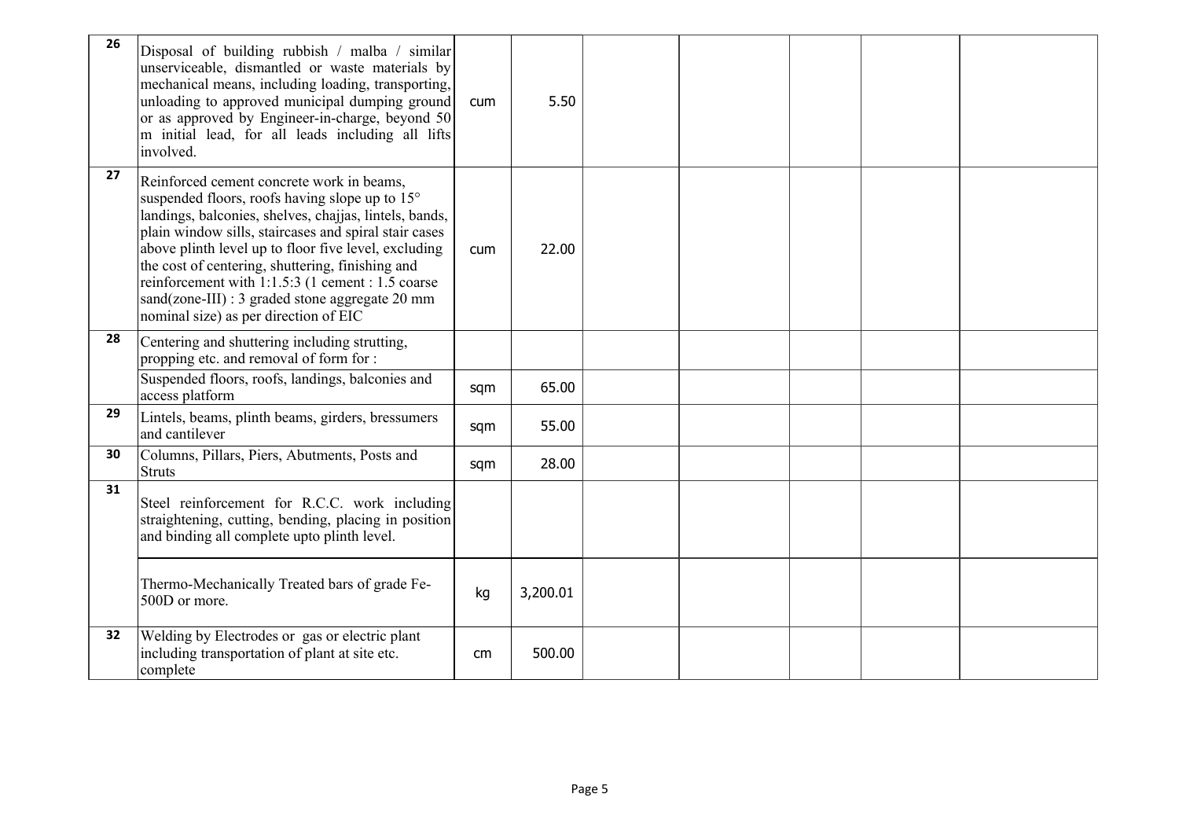| 26 | Disposal of building rubbish / malba / similar unserviceable, dismantled or waste materials by mechanical means, including loading, transporting, unloading to approved municipal dumping ground or as approved by Engineer-in-charge, beyond 50 m initial lead, for all leads including all lifts involved. | cum | 5.50 | | | | | |
|---|---|---|---|---|---|---|---|---|
| 27 | Reinforced cement concrete work in beams, suspended floors, roofs having slope up to 15° landings, balconies, shelves, chajjas, lintels, bands, plain window sills, staircases and spiral stair cases above plinth level up to floor five level, excluding the cost of centering, shuttering, finishing and reinforcement with 1:1.5:3 (1 cement : 1.5 coarse sand(zone-III) : 3 graded stone aggregate 20 mm nominal size) as per direction of EIC | cum | 22.00 | | | | | |
| 28 | Centering and shuttering including strutting, propping etc. and removal of form for : | | | | | | | |
| | Suspended floors, roofs, landings, balconies and access platform | sqm | 65.00 | | | | | |
| 29 | Lintels, beams, plinth beams, girders, bressumers and cantilever | sqm | 55.00 | | | | | |
| 30 | Columns, Pillars, Piers, Abutments, Posts and Struts | sqm | 28.00 | | | | | |
| 31 | Steel reinforcement for R.C.C. work including straightening, cutting, bending, placing in position and binding all complete upto plinth level. | | | | | | | |
| | Thermo-Mechanically Treated bars of grade Fe-500D or more. | kg | 3,200.01 | | | | | |
| 32 | Welding by Electrodes or gas or electric plant including transportation of plant at site etc. complete | cm | 500.00 | | | | | |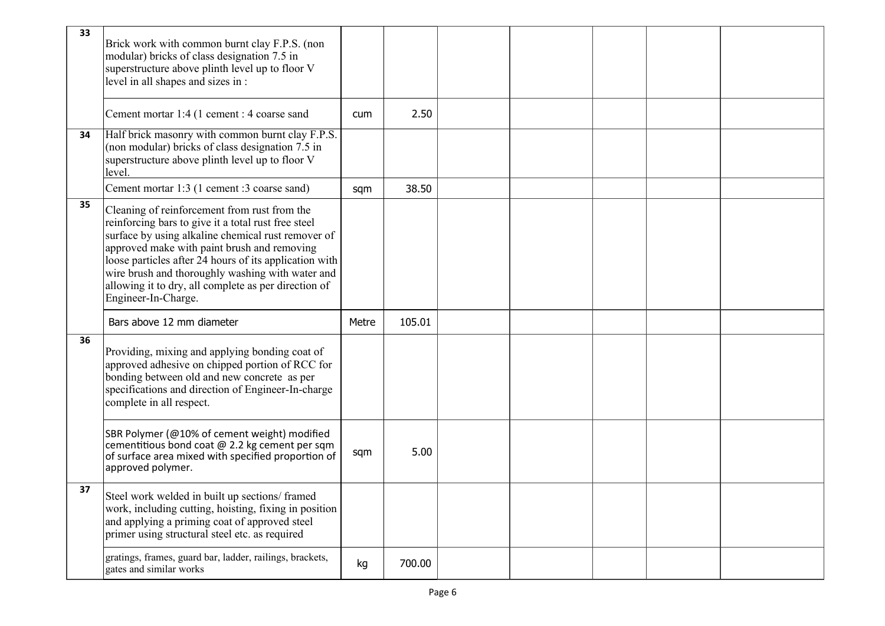| 33 | Brick work with common burnt clay F.P.S. (non modular) bricks of class designation 7.5 in superstructure above plinth level up to floor V level in all shapes and sizes in : | | | | | | | |
|---|---|---|---|---|---|---|---|---|
| | Cement mortar 1:4 (1 cement : 4 coarse sand | cum | 2.50 | | | | | |
| 34 | Half brick masonry with common burnt clay F.P.S. (non modular) bricks of class designation 7.5 in superstructure above plinth level up to floor V level. | | | | | | | |
| | Cement mortar 1:3 (1 cement :3 coarse sand) | sqm | 38.50 | | | | | |
| 35 | Cleaning of reinforcement from rust from the reinforcing bars to give it a total rust free steel surface by using alkaline chemical rust remover of approved make with paint brush and removing loose particles after 24 hours of its application with wire brush and thoroughly washing with water and allowing it to dry, all complete as per direction of Engineer-In-Charge. | | | | | | | |
| | Bars above 12 mm diameter | Metre | 105.01 | | | | | |
| 36 | Providing, mixing and applying bonding coat of approved adhesive on chipped portion of RCC for bonding between old and new concrete as per specifications and direction of Engineer-In-charge complete in all respect. | | | | | | | |
| | SBR Polymer (@10% of cement weight) modified cementitious bond coat @ 2.2 kg cement per sqm of surface area mixed with specified proportion of approved polymer. | sqm | 5.00 | | | | | |
| 37 | Steel work welded in built up sections/ framed work, including cutting, hoisting, fixing in position and applying a priming coat of approved steel primer using structural steel etc. as required | | | | | | | |
| | gratings, frames, guard bar, ladder, railings, brackets, gates and similar works | kg | 700.00 | | | | | |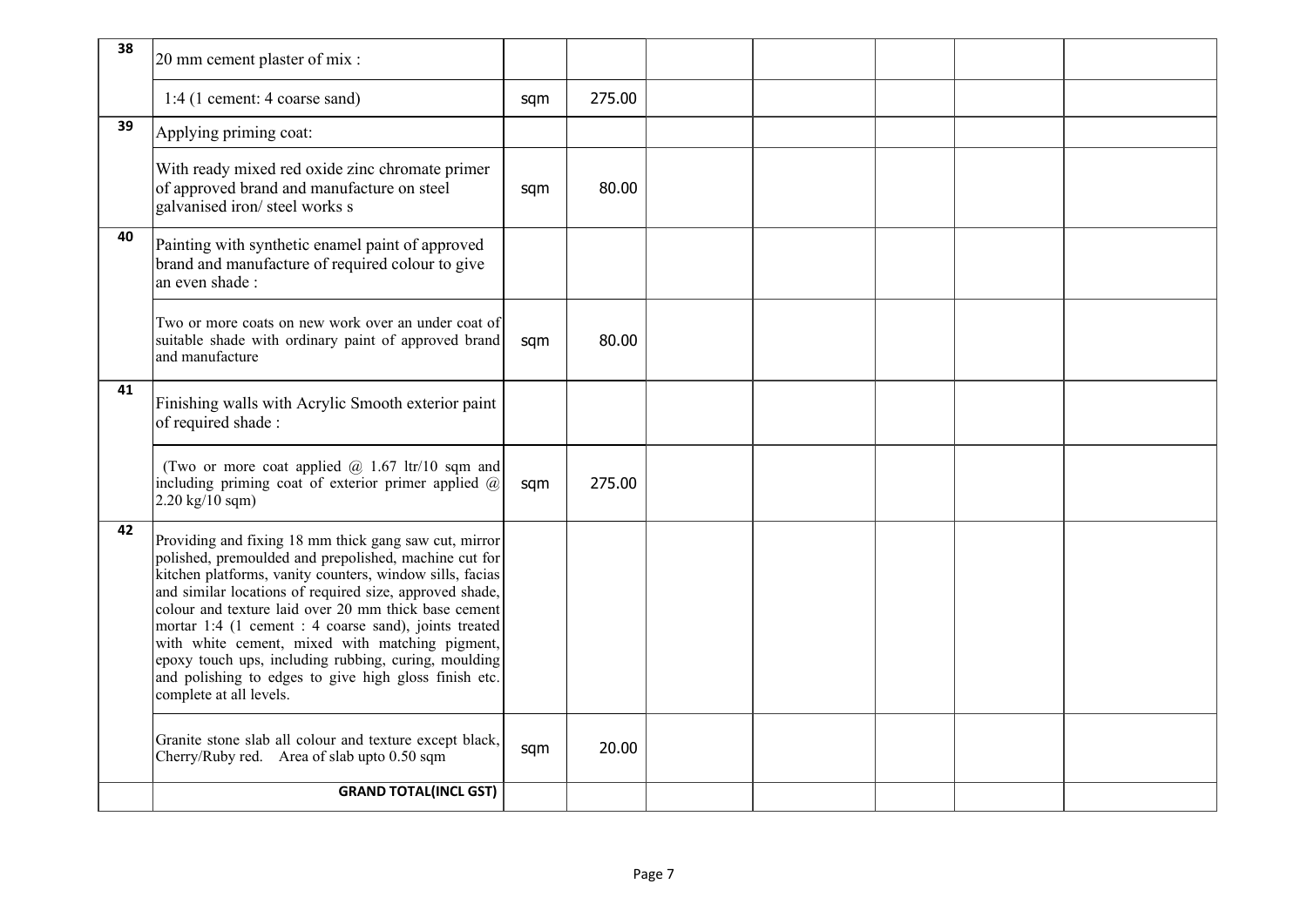| | | | | | | | | |
|---|---|---|---|---|---|---|---|---|
| 38 | 20 mm cement plaster of mix : | | | | | | | |
| | 1:4 (1 cement: 4 coarse sand) | sqm | 275.00 | | | | | |
| 39 | Applying priming coat: | | | | | | | |
| | With ready mixed red oxide zinc chromate primer of approved brand and manufacture on steel galvanised iron/ steel works s | sqm | 80.00 | | | | | |
| 40 | Painting with synthetic enamel paint of approved brand and manufacture of required colour to give an even shade : | | | | | | | |
| | Two or more coats on new work over an under coat of suitable shade with ordinary paint of approved brand and manufacture | sqm | 80.00 | | | | | |
| 41 | Finishing walls with Acrylic Smooth exterior paint of required shade : | | | | | | | |
| | (Two or more coat applied @ 1.67 ltr/10 sqm and including priming coat of exterior primer applied @ 2.20 kg/10 sqm) | sqm | 275.00 | | | | | |
| 42 | Providing and fixing 18 mm thick gang saw cut, mirror polished, premoulded and prepolished, machine cut for kitchen platforms, vanity counters, window sills, facias and similar locations of required size, approved shade, colour and texture laid over 20 mm thick base cement mortar 1:4 (1 cement : 4 coarse sand), joints treated with white cement, mixed with matching pigment, epoxy touch ups, including rubbing, curing, moulding and polishing to edges to give high gloss finish etc. complete at all levels. | | | | | | | |
| | Granite stone slab all colour and texture except black, Cherry/Ruby red. Area of slab upto 0.50 sqm | sqm | 20.00 | | | | | |
| | **GRAND TOTAL(INCL GST)** | | | | | | | |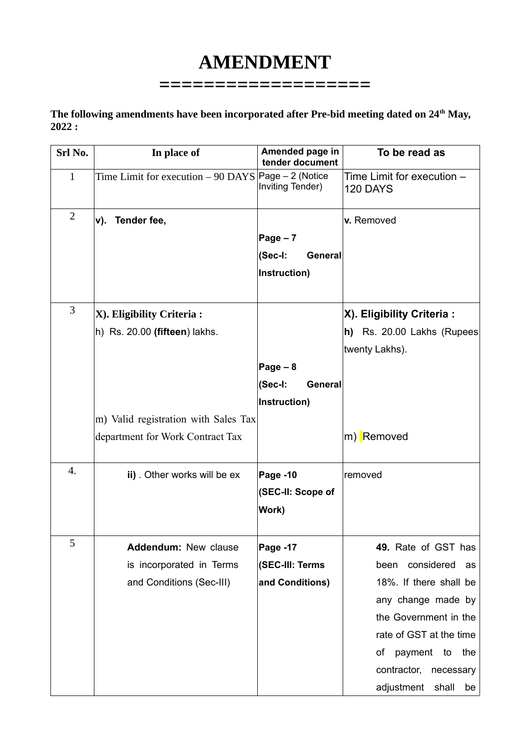# AMENDMENT

==================

**The following amendments have been incorporated after Pre-bid meeting dated on 24th May, 2022 :**

| Srl No. | In place of | Amended page in tender document | To be read as |
|---|---|---|---|
| 1 | Time Limit for execution – 90 DAYS | Page – 2 (Notice Inviting Tender) | Time Limit for execution – 120 DAYS |
| 2 | **v). Tender fee,** | **Page – 7 (Sec-I: General Instruction)** | **v.** Removed |
| 3 | **X). Eligibility Criteria :**<br>h) Rs. 20.00 **(fifteen**) lakhs.<br><br>m) Valid registration with Sales Tax department for Work Contract Tax | **Page – 8 (Sec-I: General Instruction)** | **X). Eligibility Criteria :**<br>**h)** Rs. 20.00 Lakhs (Rupees twenty Lakhs).<br><br>m) Removed |
| 4. | **ii)** . Other works will be ex | **Page -10 (SEC-II: Scope of Work)** | removed |
| 5 | **Addendum:** New clause is incorporated in Terms and Conditions (Sec-III) | **Page -17 (SEC-III: Terms and Conditions)** | **49.** Rate of GST has been considered as 18%. If there shall be any change made by the Government in the rate of GST at the time of payment to the contractor, necessary adjustment shall be |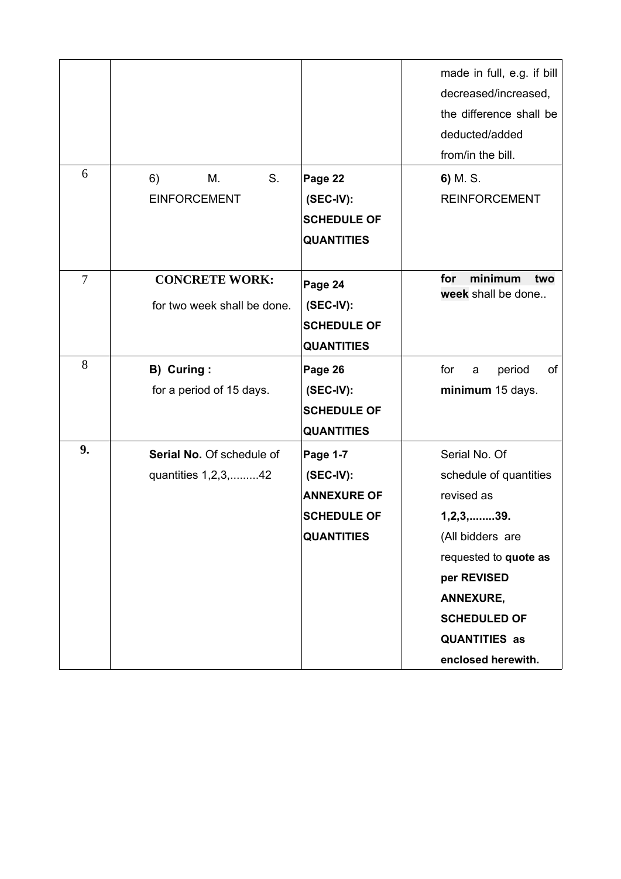| | | | |
|---|---|---|---|
| | | | made in full, e.g. if bill decreased/increased, the difference shall be deducted/added from/in the bill. |
| 6 | 6) M. S. EINFORCEMENT | **Page 22 (SEC-IV): SCHEDULE OF QUANTITIES** | **6)** M. S. REINFORCEMENT |
| 7 | **CONCRETE WORK:** for two week shall be done. | **Page 24 (SEC-IV): SCHEDULE OF QUANTITIES** | **for minimum two week** shall be done.. |
| 8 | **B) Curing :** for a period of 15 days. | **Page 26 (SEC-IV): SCHEDULE OF QUANTITIES** | for a period of **minimum** 15 days. |
| **9.** | **Serial No.** Of schedule of quantities 1,2,3,.........42 | **Page 1-7 (SEC-IV): ANNEXURE OF SCHEDULE OF QUANTITIES** | Serial No. Of schedule of quantities revised as **1,2,3,........39.** (All bidders are requested to **quote as per REVISED ANNEXURE, SCHEDULED OF QUANTITIES as enclosed herewith.** |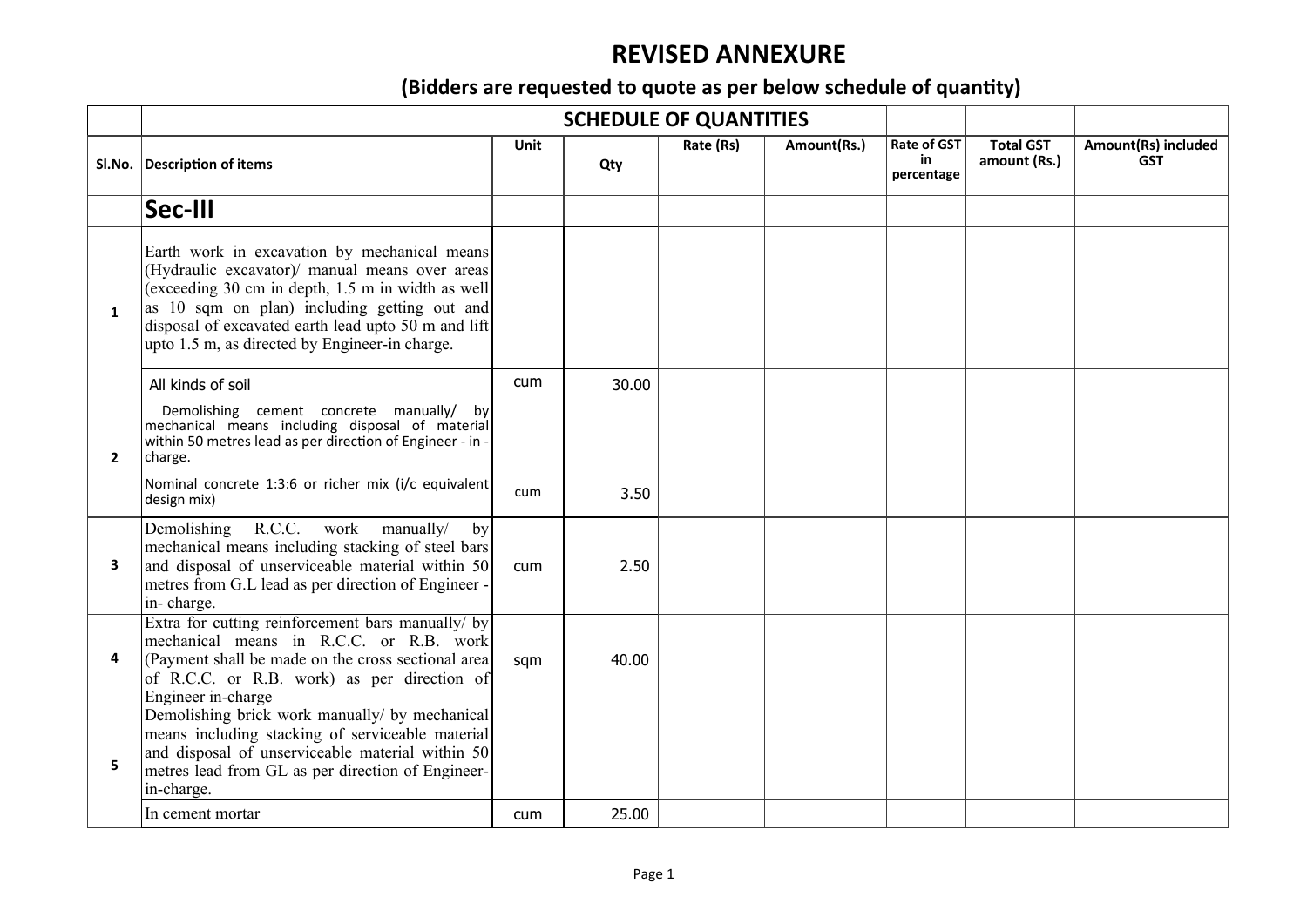# REVISED ANNEXURE

## (Bidders are requested to quote as per below schedule of quantity)

| | SCHEDULE OF QUANTITIES | | | | | | | |
|---|---|---|---|---|---|---|---|---|
| Sl.No. | Description of items | Unit | Qty | Rate (Rs) | Amount(Rs.) | Rate of GST in percentage | Total GST amount (Rs.) | Amount(Rs) included GST |
| | **Sec-III** | | | | | | | |
| 1 | Earth work in excavation by mechanical means (Hydraulic excavator)/ manual means over areas (exceeding 30 cm in depth, 1.5 m in width as well as 10 sqm on plan) including getting out and disposal of excavated earth lead upto 50 m and lift upto 1.5 m, as directed by Engineer-in charge. | | | | | | | |
| | All kinds of soil | cum | 30.00 | | | | | |
| 2 | Demolishing cement concrete manually/ by mechanical means including disposal of material within 50 metres lead as per direction of Engineer - in - charge. | | | | | | | |
| | Nominal concrete 1:3:6 or richer mix (i/c equivalent design mix) | cum | 3.50 | | | | | |
| 3 | Demolishing R.C.C. work manually/ by mechanical means including stacking of steel bars and disposal of unserviceable material within 50 metres from G.L lead as per direction of Engineer - in- charge. | cum | 2.50 | | | | | |
| 4 | Extra for cutting reinforcement bars manually/ by mechanical means in R.C.C. or R.B. work (Payment shall be made on the cross sectional area of R.C.C. or R.B. work) as per direction of Engineer in-charge | sqm | 40.00 | | | | | |
| 5 | Demolishing brick work manually/ by mechanical means including stacking of serviceable material and disposal of unserviceable material within 50 metres lead from GL as per direction of Engineer-in-charge. | | | | | | | |
| | In cement mortar | cum | 25.00 | | | | | |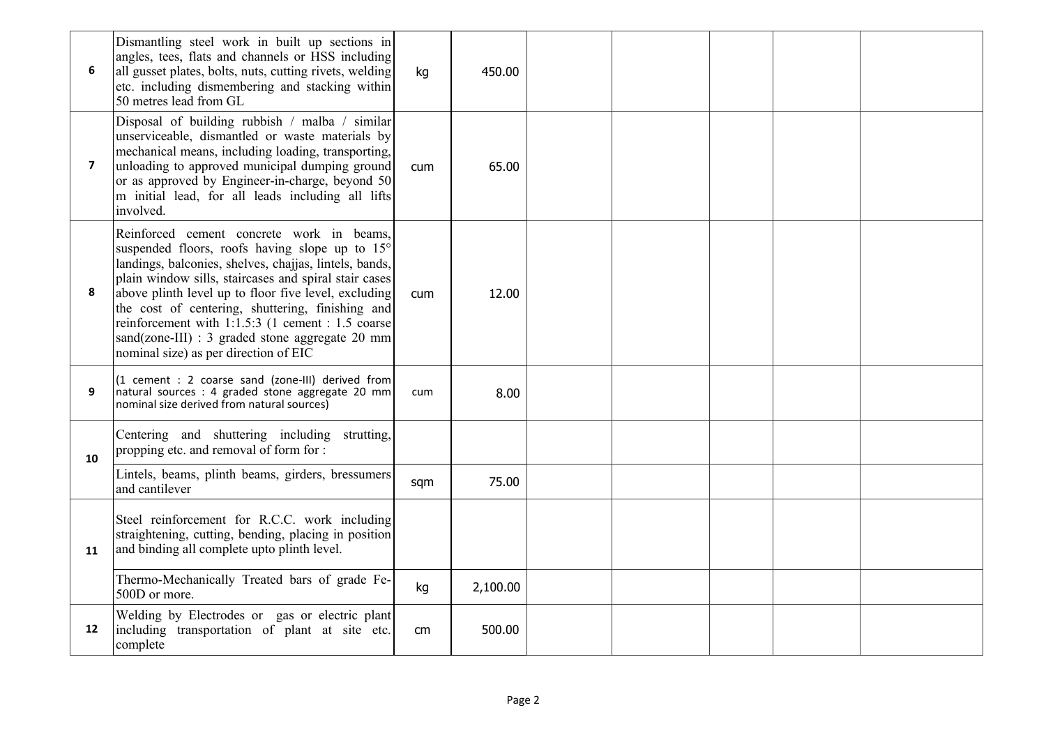| | | | | | | | | |
|---|---|---|---|---|---|---|---|---|
| 6 | Dismantling steel work in built up sections in angles, tees, flats and channels or HSS including all gusset plates, bolts, nuts, cutting rivets, welding etc. including dismembering and stacking within 50 metres lead from GL | kg | 450.00 | | | | | |
| 7 | Disposal of building rubbish / malba / similar unserviceable, dismantled or waste materials by mechanical means, including loading, transporting, unloading to approved municipal dumping ground or as approved by Engineer-in-charge, beyond 50 m initial lead, for all leads including all lifts involved. | cum | 65.00 | | | | | |
| 8 | Reinforced cement concrete work in beams, suspended floors, roofs having slope up to 15° landings, balconies, shelves, chajjas, lintels, bands, plain window sills, staircases and spiral stair cases above plinth level up to floor five level, excluding the cost of centering, shuttering, finishing and reinforcement with 1:1.5:3 (1 cement : 1.5 coarse sand(zone-III) : 3 graded stone aggregate 20 mm nominal size) as per direction of EIC | cum | 12.00 | | | | | |
| 9 | (1 cement : 2 coarse sand (zone-III) derived from natural sources : 4 graded stone aggregate 20 mm nominal size derived from natural sources) | cum | 8.00 | | | | | |
| 10 | Centering and shuttering including strutting, propping etc. and removal of form for : | | | | | | | |
| | Lintels, beams, plinth beams, girders, bressumers and cantilever | sqm | 75.00 | | | | | |
| 11 | Steel reinforcement for R.C.C. work including straightening, cutting, bending, placing in position and binding all complete upto plinth level. | | | | | | | |
| | Thermo-Mechanically Treated bars of grade Fe-500D or more. | kg | 2,100.00 | | | | | |
| 12 | Welding by Electrodes or gas or electric plant including transportation of plant at site etc. complete | cm | 500.00 | | | | | |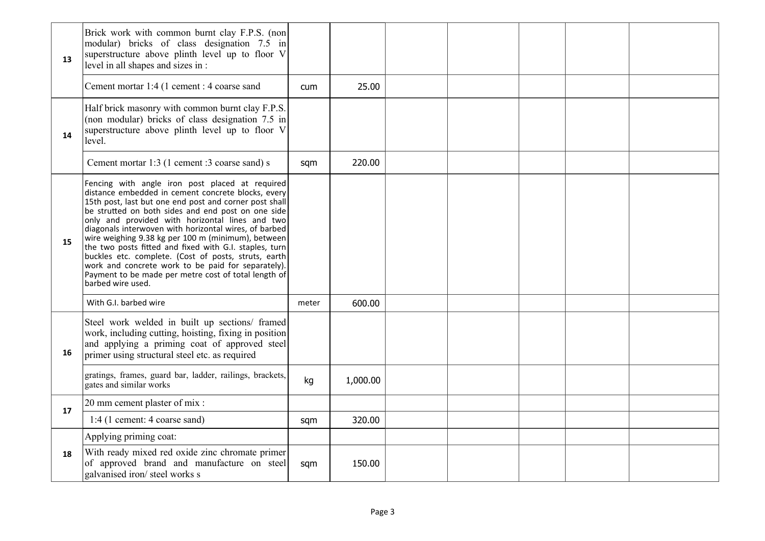| | | | | | | | | |
|---|---|---|---|---|---|---|---|---|
| 13 | Brick work with common burnt clay F.P.S. (non modular) bricks of class designation 7.5 in superstructure above plinth level up to floor V level in all shapes and sizes in : | | | | | | | |
| | Cement mortar 1:4 (1 cement : 4 coarse sand | cum | 25.00 | | | | | |
| 14 | Half brick masonry with common burnt clay F.P.S. (non modular) bricks of class designation 7.5 in superstructure above plinth level up to floor V level. | | | | | | | |
| | Cement mortar 1:3 (1 cement :3 coarse sand) s | sqm | 220.00 | | | | | |
| 15 | Fencing with angle iron post placed at required distance embedded in cement concrete blocks, every 15th post, last but one end post and corner post shall be strutted on both sides and end post on one side only and provided with horizontal lines and two diagonals interwoven with horizontal wires, of barbed wire weighing 9.38 kg per 100 m (minimum), between the two posts fitted and fixed with G.I. staples, turn buckles etc. complete. (Cost of posts, struts, earth work and concrete work to be paid for separately). Payment to be made per metre cost of total length of barbed wire used. | | | | | | | |
| | With G.I. barbed wire | meter | 600.00 | | | | | |
| 16 | Steel work welded in built up sections/ framed work, including cutting, hoisting, fixing in position and applying a priming coat of approved steel primer using structural steel etc. as required | | | | | | | |
| | gratings, frames, guard bar, ladder, railings, brackets, gates and similar works | kg | 1,000.00 | | | | | |
| 17 | 20 mm cement plaster of mix : | | | | | | | |
| | 1:4 (1 cement: 4 coarse sand) | sqm | 320.00 | | | | | |
| 18 | Applying priming coat: | | | | | | | |
| | With ready mixed red oxide zinc chromate primer of approved brand and manufacture on steel galvanised iron/ steel works s | sqm | 150.00 | | | | | |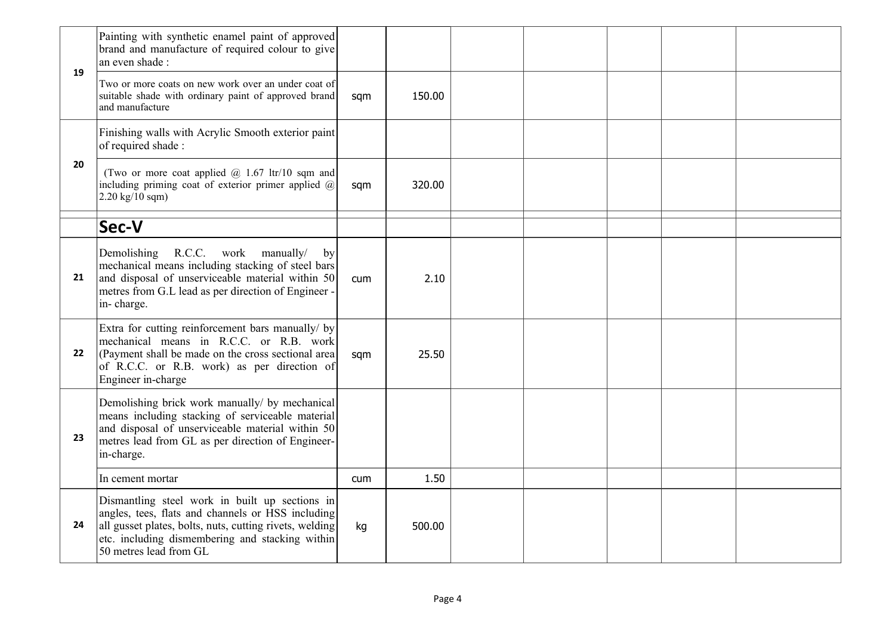| | | | | | | | | |
|---|---|---|---|---|---|---|---|---|
| 19 | Painting with synthetic enamel paint of approved brand and manufacture of required colour to give an even shade : | | | | | | | |
| | Two or more coats on new work over an under coat of suitable shade with ordinary paint of approved brand and manufacture | sqm | 150.00 | | | | | |
| 20 | Finishing walls with Acrylic Smooth exterior paint of required shade : | | | | | | | |
| | (Two or more coat applied @ 1.67 ltr/10 sqm and including priming coat of exterior primer applied @ 2.20 kg/10 sqm) | sqm | 320.00 | | | | | |
| | **Sec-V** | | | | | | | |
| 21 | Demolishing R.C.C. work manually/ by mechanical means including stacking of steel bars and disposal of unserviceable material within 50 metres from G.L lead as per direction of Engineer - in- charge. | cum | 2.10 | | | | | |
| 22 | Extra for cutting reinforcement bars manually/ by mechanical means in R.C.C. or R.B. work (Payment shall be made on the cross sectional area of R.C.C. or R.B. work) as per direction of Engineer in-charge | sqm | 25.50 | | | | | |
| 23 | Demolishing brick work manually/ by mechanical means including stacking of serviceable material and disposal of unserviceable material within 50 metres lead from GL as per direction of Engineer-in-charge. | | | | | | | |
| | In cement mortar | cum | 1.50 | | | | | |
| 24 | Dismantling steel work in built up sections in angles, tees, flats and channels or HSS including all gusset plates, bolts, nuts, cutting rivets, welding etc. including dismembering and stacking within 50 metres lead from GL | kg | 500.00 | | | | | |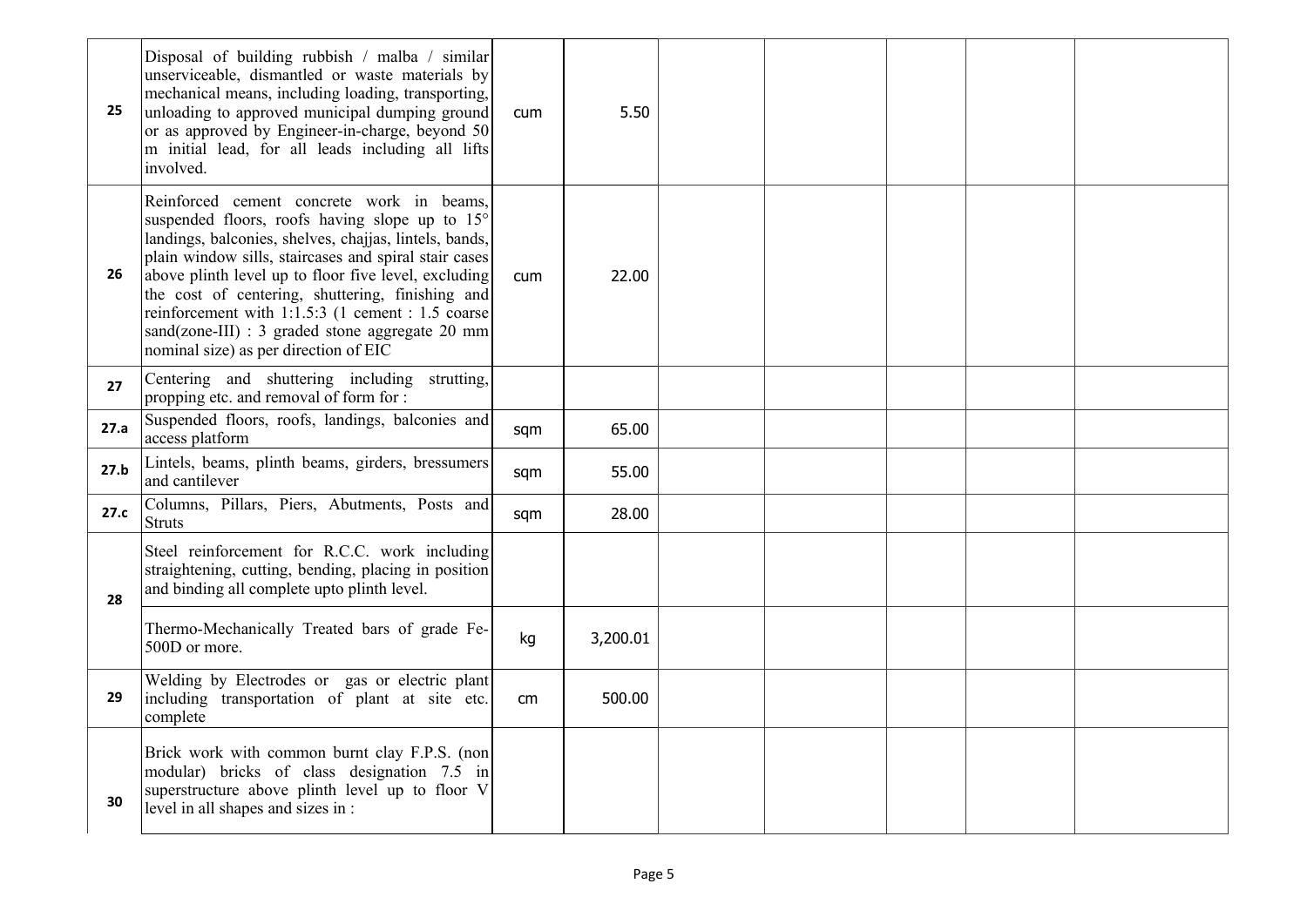| | | | | | | | | |
|---|---|---|---|---|---|---|---|---|
| 25 | Disposal of building rubbish / malba / similar unserviceable, dismantled or waste materials by mechanical means, including loading, transporting, unloading to approved municipal dumping ground or as approved by Engineer-in-charge, beyond 50 m initial lead, for all leads including all lifts involved. | cum | 5.50 | | | | | |
| 26 | Reinforced cement concrete work in beams, suspended floors, roofs having slope up to 15° landings, balconies, shelves, chajjas, lintels, bands, plain window sills, staircases and spiral stair cases above plinth level up to floor five level, excluding the cost of centering, shuttering, finishing and reinforcement with 1:1.5:3 (1 cement : 1.5 coarse sand(zone-III) : 3 graded stone aggregate 20 mm nominal size) as per direction of EIC | cum | 22.00 | | | | | |
| 27 | Centering and shuttering including strutting, propping etc. and removal of form for : | | | | | | | |
| 27.a | Suspended floors, roofs, landings, balconies and access platform | sqm | 65.00 | | | | | |
| 27.b | Lintels, beams, plinth beams, girders, bressumers and cantilever | sqm | 55.00 | | | | | |
| 27.c | Columns, Pillars, Piers, Abutments, Posts and Struts | sqm | 28.00 | | | | | |
| 28 | Steel reinforcement for R.C.C. work including straightening, cutting, bending, placing in position and binding all complete upto plinth level. | | | | | | | |
| | Thermo-Mechanically Treated bars of grade Fe-500D or more. | kg | 3,200.01 | | | | | |
| 29 | Welding by Electrodes or gas or electric plant including transportation of plant at site etc. complete | cm | 500.00 | | | | | |
| 30 | Brick work with common burnt clay F.P.S. (non modular) bricks of class designation 7.5 in superstructure above plinth level up to floor V level in all shapes and sizes in : | | | | | | | |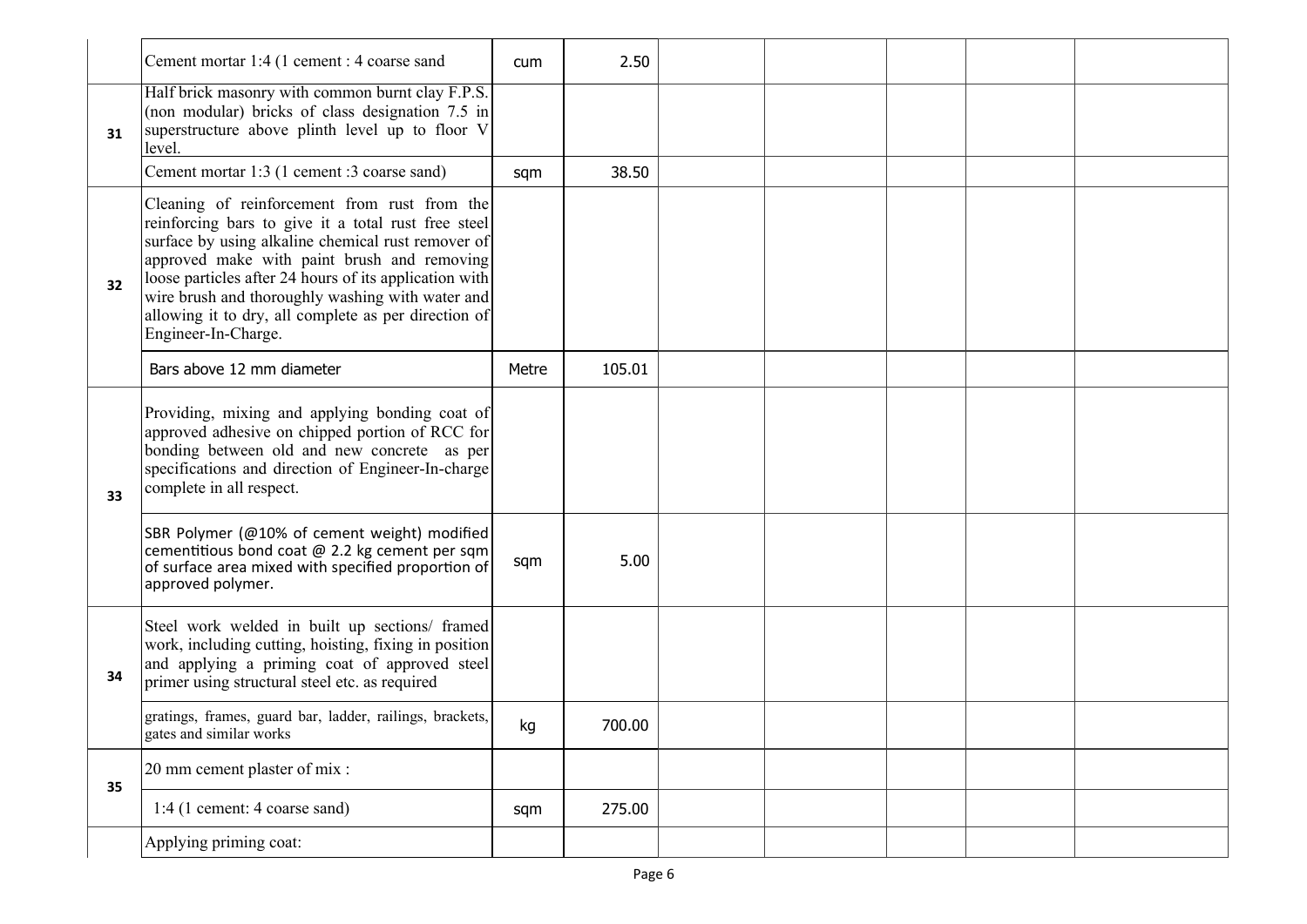| | | | | | | | | |
|---|---|---|---|---|---|---|---|---|
| | Cement mortar 1:4 (1 cement : 4 coarse sand | cum | 2.50 | | | | | |
| 31 | Half brick masonry with common burnt clay F.P.S. (non modular) bricks of class designation 7.5 in superstructure above plinth level up to floor V level. | | | | | | | |
| | Cement mortar 1:3 (1 cement :3 coarse sand) | sqm | 38.50 | | | | | |
| 32 | Cleaning of reinforcement from rust from the reinforcing bars to give it a total rust free steel surface by using alkaline chemical rust remover of approved make with paint brush and removing loose particles after 24 hours of its application with wire brush and thoroughly washing with water and allowing it to dry, all complete as per direction of Engineer-In-Charge. | | | | | | | |
| | Bars above 12 mm diameter | Metre | 105.01 | | | | | |
| 33 | Providing, mixing and applying bonding coat of approved adhesive on chipped portion of RCC for bonding between old and new concrete as per specifications and direction of Engineer-In-charge complete in all respect. | | | | | | | |
| | SBR Polymer (@10% of cement weight) modified cementitious bond coat @ 2.2 kg cement per sqm of surface area mixed with specified proportion of approved polymer. | sqm | 5.00 | | | | | |
| 34 | Steel work welded in built up sections/ framed work, including cutting, hoisting, fixing in position and applying a priming coat of approved steel primer using structural steel etc. as required | | | | | | | |
| | gratings, frames, guard bar, ladder, railings, brackets, gates and similar works | kg | 700.00 | | | | | |
| 35 | 20 mm cement plaster of mix : | | | | | | | |
| | 1:4 (1 cement: 4 coarse sand) | sqm | 275.00 | | | | | |
| | Applying priming coat: | | | | | | | |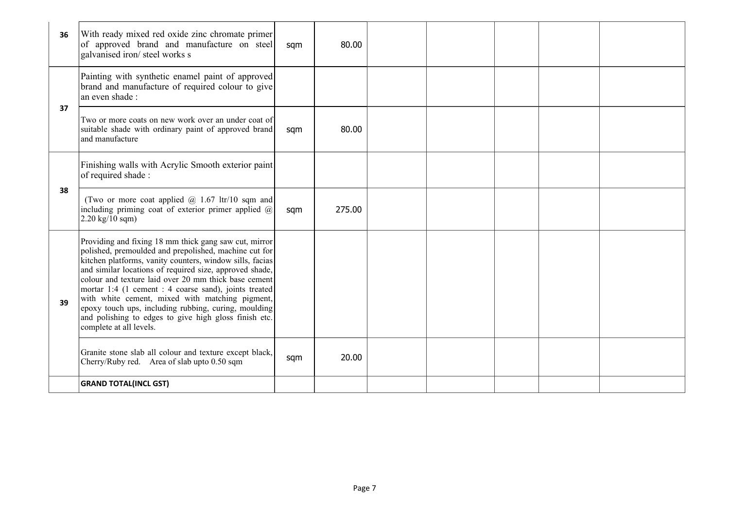| | | | | | | | | |
|---|---|---|---|---|---|---|---|---|
| 36 | With ready mixed red oxide zinc chromate primer of approved brand and manufacture on steel galvanised iron/ steel works s | sqm | 80.00 | | | | | |
| 37 | Painting with synthetic enamel paint of approved brand and manufacture of required colour to give an even shade : | | | | | | | |
| | Two or more coats on new work over an under coat of suitable shade with ordinary paint of approved brand and manufacture | sqm | 80.00 | | | | | |
| 38 | Finishing walls with Acrylic Smooth exterior paint of required shade : | | | | | | | |
| | (Two or more coat applied @ 1.67 ltr/10 sqm and including priming coat of exterior primer applied @ 2.20 kg/10 sqm) | sqm | 275.00 | | | | | |
| 39 | Providing and fixing 18 mm thick gang saw cut, mirror polished, premoulded and prepolished, machine cut for kitchen platforms, vanity counters, window sills, facias and similar locations of required size, approved shade, colour and texture laid over 20 mm thick base cement mortar 1:4 (1 cement : 4 coarse sand), joints treated with white cement, mixed with matching pigment, epoxy touch ups, including rubbing, curing, moulding and polishing to edges to give high gloss finish etc. complete at all levels. | | | | | | | |
| | Granite stone slab all colour and texture except black, Cherry/Ruby red. Area of slab upto 0.50 sqm | sqm | 20.00 | | | | | |
| | **GRAND TOTAL(INCL GST)** | | | | | | | |